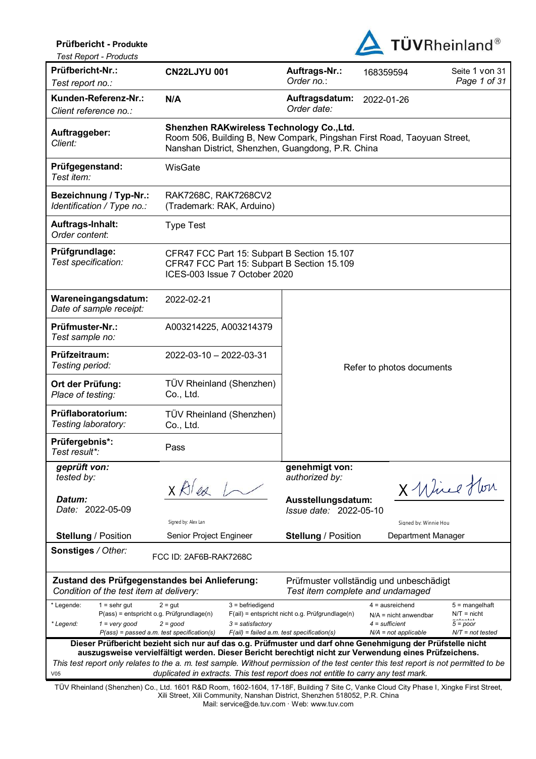**Prüfbericht - Produkte**
*Test Report - Products*

TÜVRheinland®

| | | | |
|---|---|---|---|
| **Prüfbericht-Nr.:** *Test report no.:* | **CN22LJYU 001** | **Auftrags-Nr.:** *Order no.:* | 168359594 |
| **Kunden-Referenz-Nr.:** *Client reference no.:* | **N/A** | **Auftragsdatum:** *Order date:* | 2022-01-26 |
| **Auftraggeber:** *Client:* | **Shenzhen RAKwireless Technology Co.,Ltd.** Room 506, Building B, New Compark, Pingshan First Road, Taoyuan Street, Nanshan District, Shenzhen, Guangdong, P.R. China | | |
| **Prüfgegenstand:** *Test item:* | WisGate | | |
| **Bezeichnung / Typ-Nr.:** *Identification / Type no.:* | RAK7268C, RAK7268CV2 (Trademark: RAK, Arduino) | | |
| **Auftrags-Inhalt:** *Order content:* | Type Test | | |
| **Prüfgrundlage:** *Test specification:* | CFR47 FCC Part 15: Subpart B Section 15.107<br>CFR47 FCC Part 15: Subpart B Section 15.109<br>ICES-003 Issue 7 October 2020 | | |
| **Wareneingangsdatum:** *Date of sample receipt:* | 2022-02-21 | Refer to photos documents | |
| **Prüfmuster-Nr.:** *Test sample no:* | A003214225, A003214379 | | |
| **Prüfzeitraum:** *Testing period:* | 2022-03-10 – 2022-03-31 | | |
| **Ort der Prüfung:** *Place of testing:* | TÜV Rheinland (Shenzhen) Co., Ltd. | | |
| **Prüflaboratorium:** *Testing laboratory:* | TÜV Rheinland (Shenzhen) Co., Ltd. | | |
| **Prüfergebnis\*:** *Test result\*:* | Pass | | |
| ***geprüft von:*** *tested by:* | Signed by: Alex Lan | **genehmigt von:** *authorized by:* | Signed by: Winnie Hou |
| ***Datum:*** *Date:* 2022-05-09 | | **Ausstellungsdatum:** *Issue date:* 2022-05-10 | |
| **Stellung** / Position | Senior Project Engineer | **Stellung** / Position | Department Manager |
| **Sonstiges** / *Other:* | FCC ID: 2AF6B-RAK7268C | | |
| **Zustand des Prüfgegenstandes bei Anlieferung:** *Condition of the test item at delivery:* | | Prüfmuster vollständig und unbeschädigt *Test item complete and undamaged* | |

| | | | | | |
|---|---|---|---|---|---|
| \* Legende: | 1 = sehr gut<br>P(ass) = entspricht o.g. Prüfgrundlage(n) | 2 = gut | 3 = befriedigend<br>F(ail) = entspricht nicht o.g. Prüfgrundlage(n) | 4 = ausreichend<br>N/A = nicht anwendbar | 5 = mangelhaft<br>N/T = nicht getestet |
| *\* Legend:* | *1 = very good*<br>*P(ass) = passed a.m. test specification(s)* | *2 = good* | *3 = satisfactory*<br>*F(ail) = failed a.m. test specification(s)* | *4 = sufficient*<br>*N/A = not applicable* | *5 = poor*<br>*N/T = not tested* |

**Dieser Prüfbericht bezieht sich nur auf das o.g. Prüfmuster und darf ohne Genehmigung der Prüfstelle nicht auszugsweise vervielfältigt werden. Dieser Bericht berechtigt nicht zur Verwendung eines Prüfzeichens.**
*This test report only relates to the a. m. test sample. Without permission of the test center this test report is not permitted to be duplicated in extracts. This test report does not entitle to carry any test mark.*

V05

TÜV Rheinland (Shenzhen) Co., Ltd. 1601 R&D Room, 1602-1604, 17-18F, Building 7 Site C, Vanke Cloud City Phase I, Xingke First Street, Xili Street, Xili Community, Nanshan District, Shenzhen 518052, P.R. China
Mail: service@de.tuv.com · Web: www.tuv.com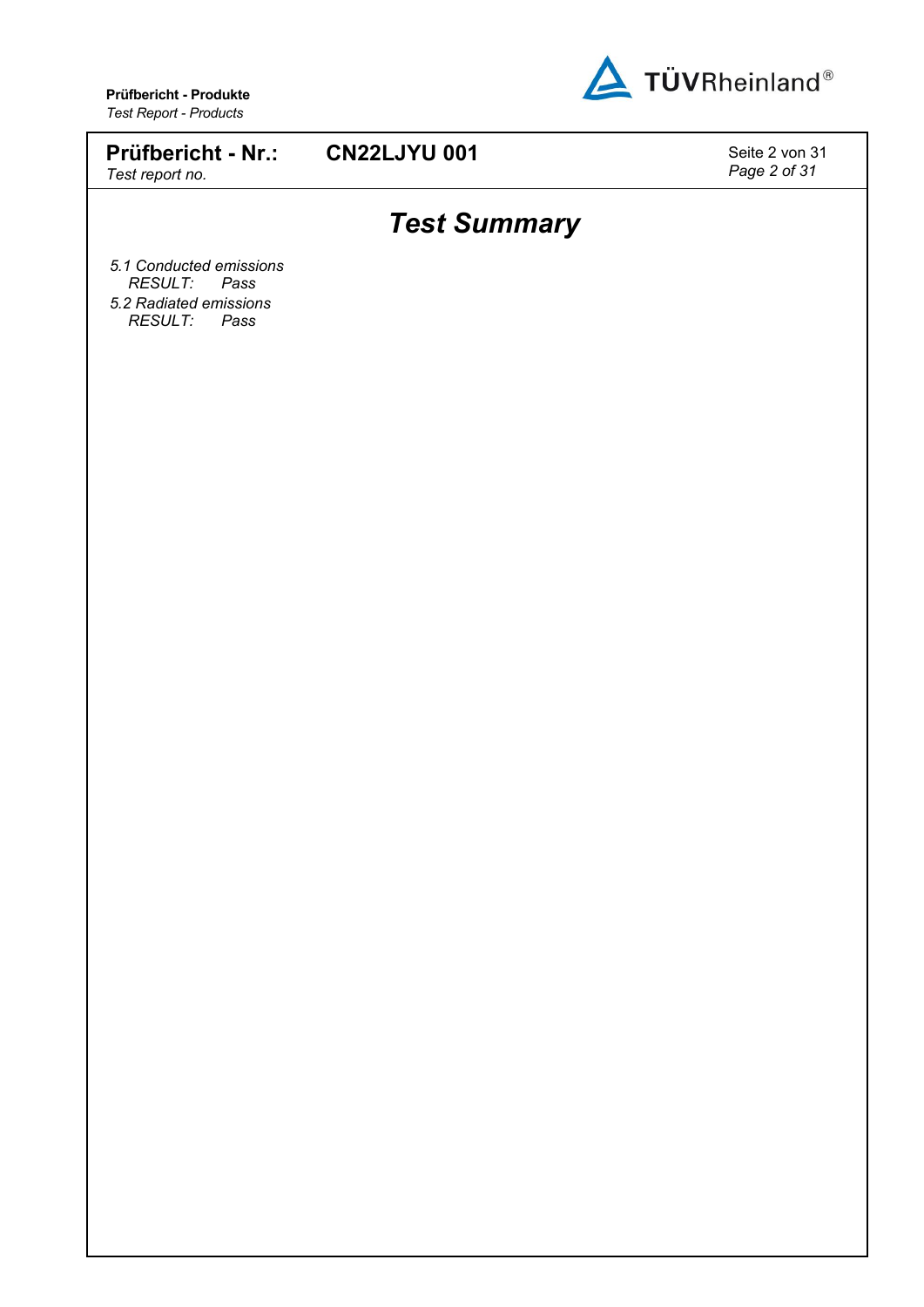# *Test Summary*

*5.1 Conducted emissions*
*RESULT: Pass*

*5.2 Radiated emissions*
*RESULT: Pass*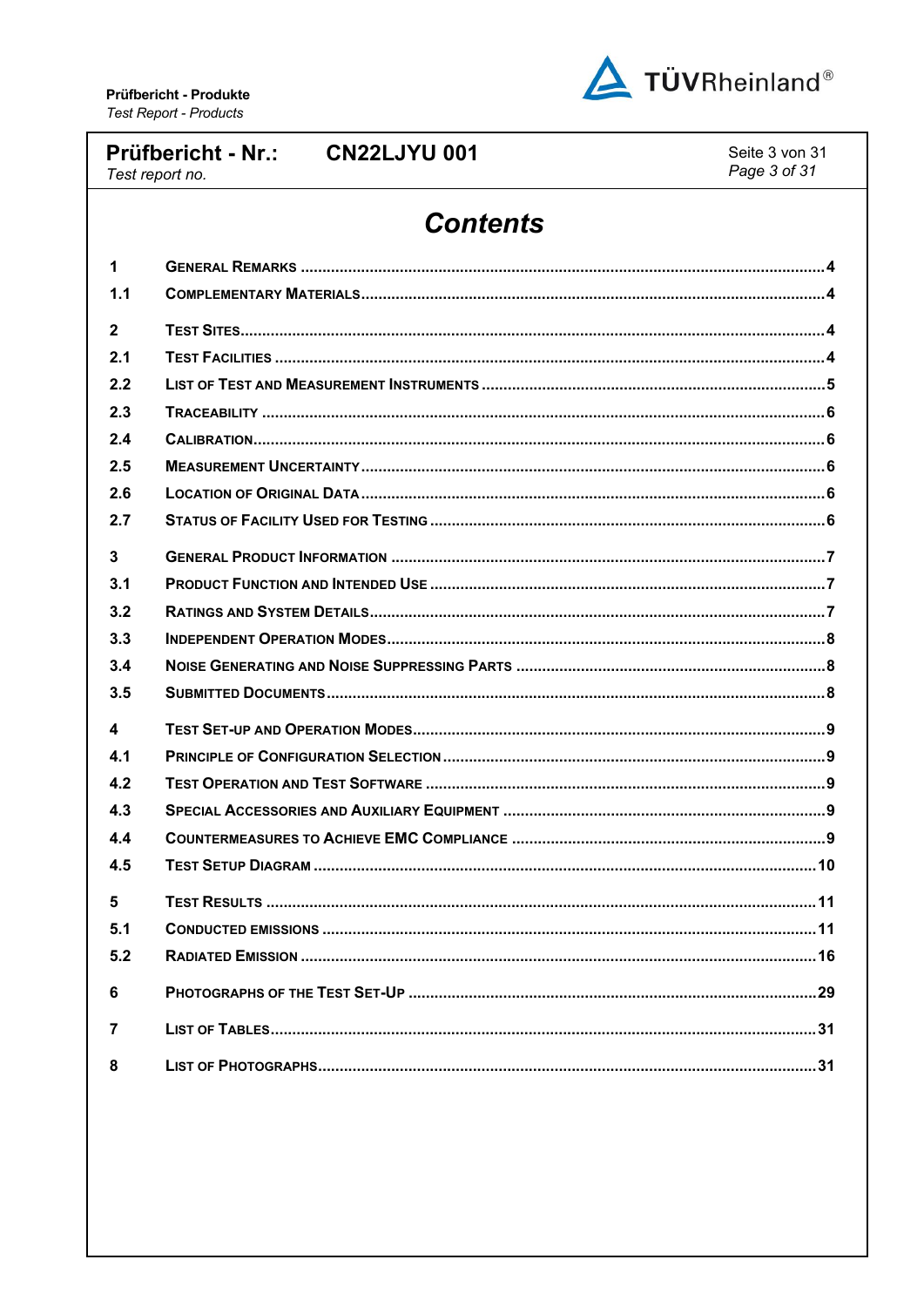# Contents

| | | |
|---|---|---|
| 1 | GENERAL REMARKS | 4 |
| 1.1 | COMPLEMENTARY MATERIALS | 4 |
| 2 | TEST SITES | 4 |
| 2.1 | TEST FACILITIES | 4 |
| 2.2 | LIST OF TEST AND MEASUREMENT INSTRUMENTS | 5 |
| 2.3 | TRACEABILITY | 6 |
| 2.4 | CALIBRATION | 6 |
| 2.5 | MEASUREMENT UNCERTAINTY | 6 |
| 2.6 | LOCATION OF ORIGINAL DATA | 6 |
| 2.7 | STATUS OF FACILITY USED FOR TESTING | 6 |
| 3 | GENERAL PRODUCT INFORMATION | 7 |
| 3.1 | PRODUCT FUNCTION AND INTENDED USE | 7 |
| 3.2 | RATINGS AND SYSTEM DETAILS | 7 |
| 3.3 | INDEPENDENT OPERATION MODES | 8 |
| 3.4 | NOISE GENERATING AND NOISE SUPPRESSING PARTS | 8 |
| 3.5 | SUBMITTED DOCUMENTS | 8 |
| 4 | TEST SET-UP AND OPERATION MODES | 9 |
| 4.1 | PRINCIPLE OF CONFIGURATION SELECTION | 9 |
| 4.2 | TEST OPERATION AND TEST SOFTWARE | 9 |
| 4.3 | SPECIAL ACCESSORIES AND AUXILIARY EQUIPMENT | 9 |
| 4.4 | COUNTERMEASURES TO ACHIEVE EMC COMPLIANCE | 9 |
| 4.5 | TEST SETUP DIAGRAM | 10 |
| 5 | TEST RESULTS | 11 |
| 5.1 | CONDUCTED EMISSIONS | 11 |
| 5.2 | RADIATED EMISSION | 16 |
| 6 | PHOTOGRAPHS OF THE TEST SET-UP | 29 |
| 7 | LIST OF TABLES | 31 |
| 8 | LIST OF PHOTOGRAPHS | 31 |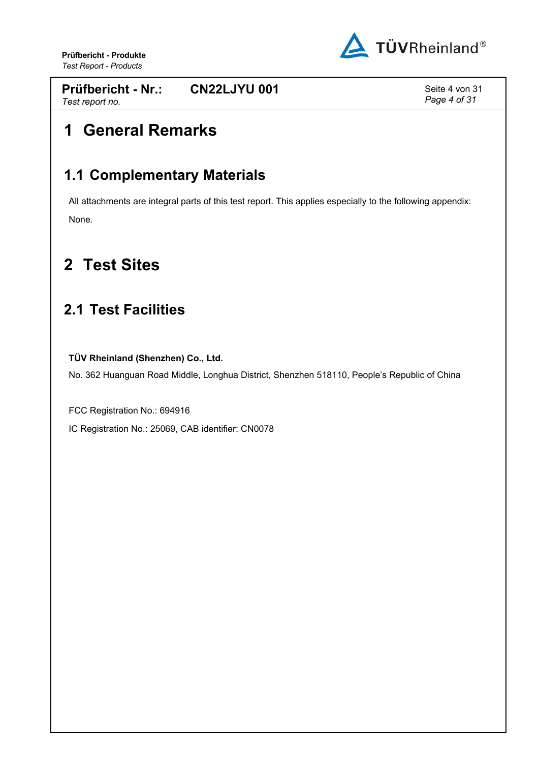# 1 General Remarks

## 1.1 Complementary Materials

All attachments are integral parts of this test report. This applies especially to the following appendix:

None.

# 2 Test Sites

## 2.1 Test Facilities

**TÜV Rheinland (Shenzhen) Co., Ltd.**

No. 362 Huanguan Road Middle, Longhua District, Shenzhen 518110, People's Republic of China

FCC Registration No.: 694916

IC Registration No.: 25069, CAB identifier: CN0078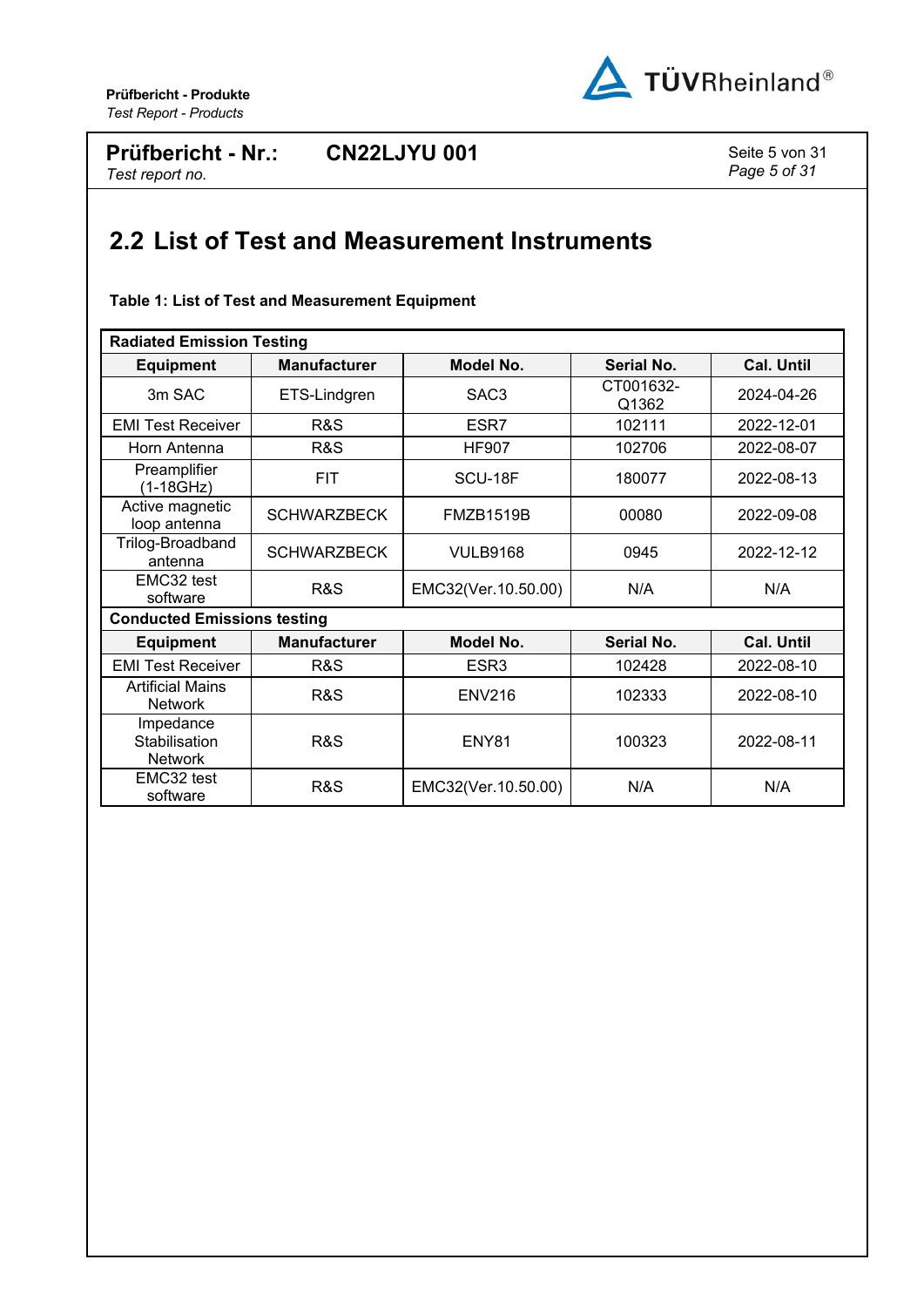## 2.2 List of Test and Measurement Instruments

**Table 1: List of Test and Measurement Equipment**

| **Radiated Emission Testing** | | | | |
|---|---|---|---|---|
| **Equipment** | **Manufacturer** | **Model No.** | **Serial No.** | **Cal. Until** |
| 3m SAC | ETS-Lindgren | SAC3 | CT001632-Q1362 | 2024-04-26 |
| EMI Test Receiver | R&S | ESR7 | 102111 | 2022-12-01 |
| Horn Antenna | R&S | HF907 | 102706 | 2022-08-07 |
| Preamplifier (1-18GHz) | FIT | SCU-18F | 180077 | 2022-08-13 |
| Active magnetic loop antenna | SCHWARZBECK | FMZB1519B | 00080 | 2022-09-08 |
| Trilog-Broadband antenna | SCHWARZBECK | VULB9168 | 0945 | 2022-12-12 |
| EMC32 test software | R&S | EMC32(Ver.10.50.00) | N/A | N/A |
| **Conducted Emissions testing** | | | | |
| **Equipment** | **Manufacturer** | **Model No.** | **Serial No.** | **Cal. Until** |
| EMI Test Receiver | R&S | ESR3 | 102428 | 2022-08-10 |
| Artificial Mains Network | R&S | ENV216 | 102333 | 2022-08-10 |
| Impedance Stabilisation Network | R&S | ENY81 | 100323 | 2022-08-11 |
| EMC32 test software | R&S | EMC32(Ver.10.50.00) | N/A | N/A |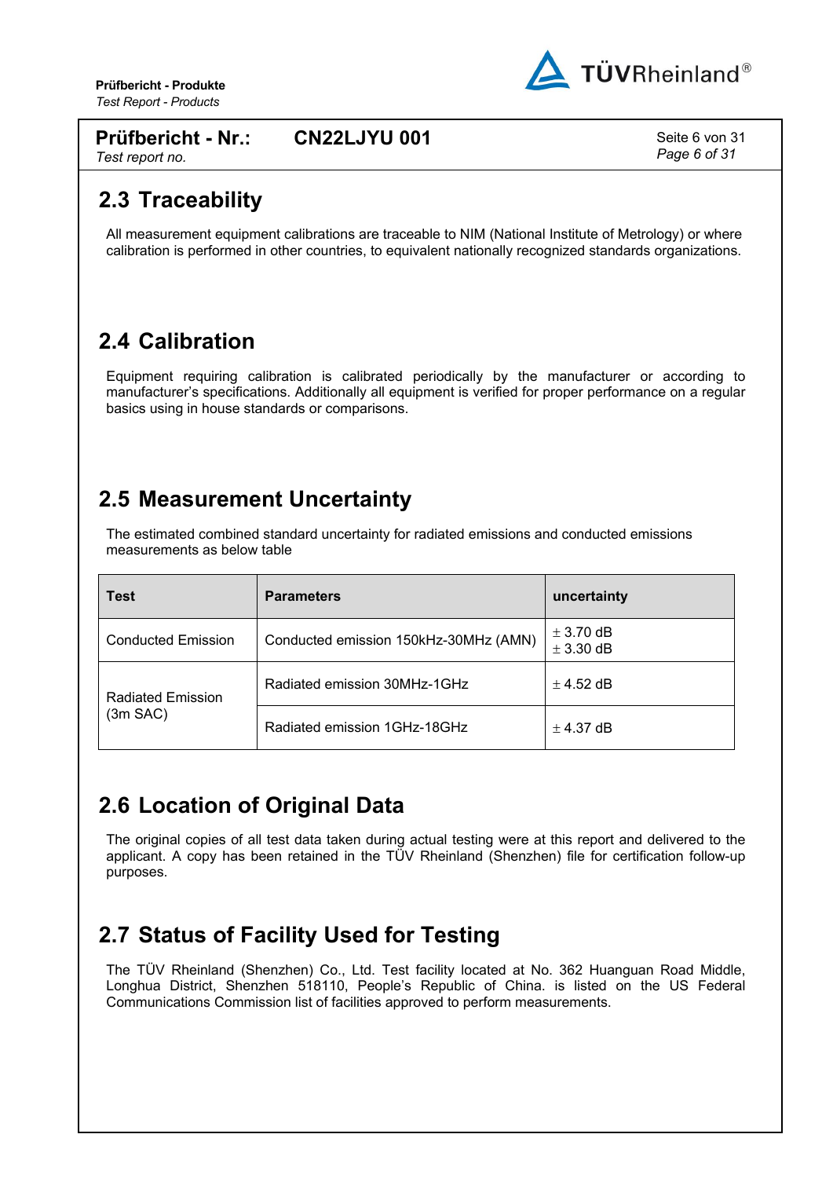## 2.3 Traceability

All measurement equipment calibrations are traceable to NIM (National Institute of Metrology) or where calibration is performed in other countries, to equivalent nationally recognized standards organizations.

## 2.4 Calibration

Equipment requiring calibration is calibrated periodically by the manufacturer or according to manufacturer's specifications. Additionally all equipment is verified for proper performance on a regular basics using in house standards or comparisons.

## 2.5 Measurement Uncertainty

The estimated combined standard uncertainty for radiated emissions and conducted emissions measurements as below table

| Test | Parameters | uncertainty |
|---|---|---|
| Conducted Emission | Conducted emission 150kHz-30MHz (AMN) | ± 3.70 dB<br>± 3.30 dB |
| Radiated Emission (3m SAC) | Radiated emission 30MHz-1GHz | ± 4.52 dB |
| | Radiated emission 1GHz-18GHz | ± 4.37 dB |

## 2.6 Location of Original Data

The original copies of all test data taken during actual testing were at this report and delivered to the applicant. A copy has been retained in the TÜV Rheinland (Shenzhen) file for certification follow-up purposes.

## 2.7 Status of Facility Used for Testing

The TÜV Rheinland (Shenzhen) Co., Ltd. Test facility located at No. 362 Huanguan Road Middle, Longhua District, Shenzhen 518110, People's Republic of China. is listed on the US Federal Communications Commission list of facilities approved to perform measurements.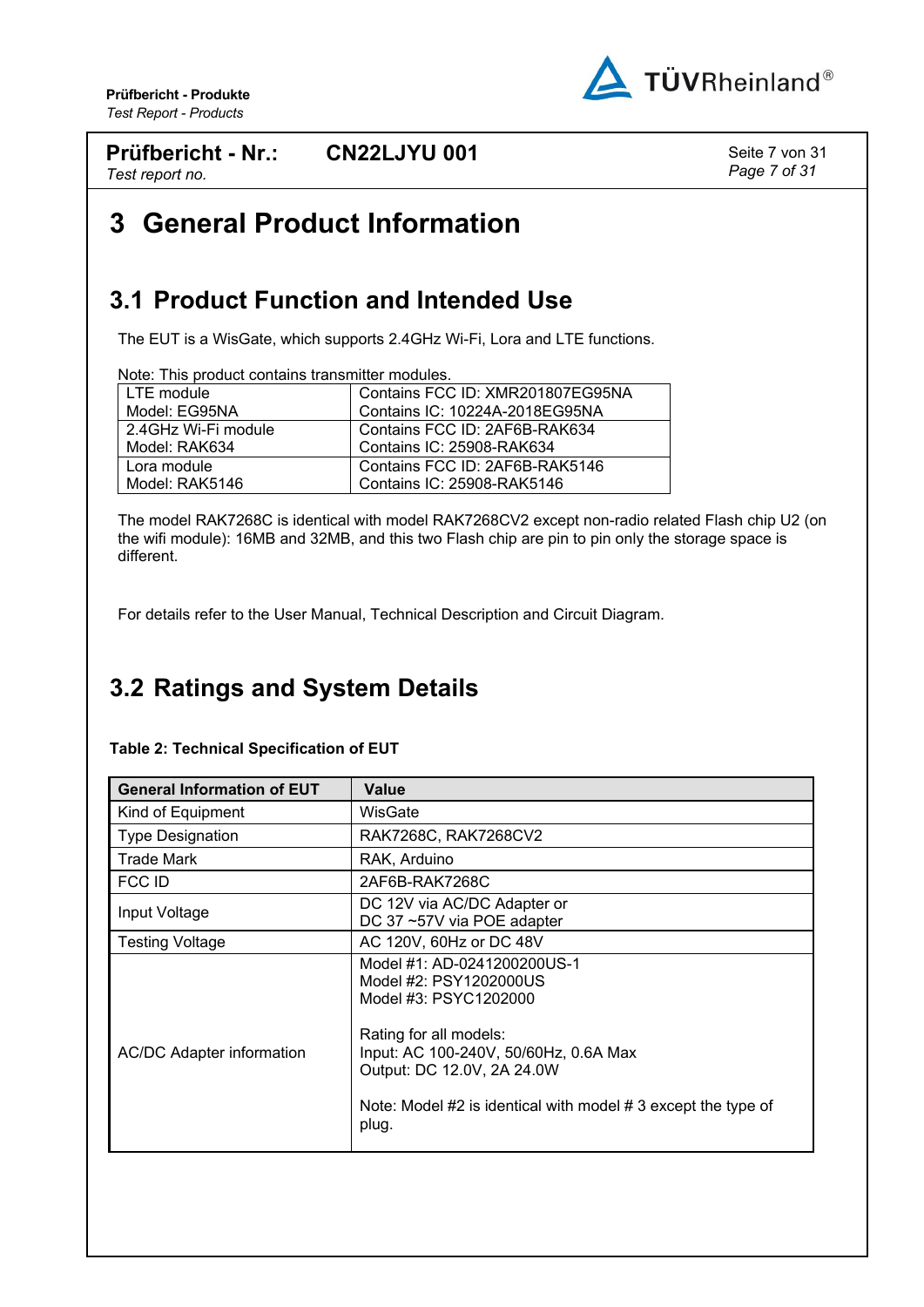# 3 General Product Information

## 3.1 Product Function and Intended Use

The EUT is a WisGate, which supports 2.4GHz Wi-Fi, Lora and LTE functions.

Note: This product contains transmitter modules.

| | |
|---|---|
| LTE module<br>Model: EG95NA | Contains FCC ID: XMR201807EG95NA<br>Contains IC: 10224A-2018EG95NA |
| 2.4GHz Wi-Fi module<br>Model: RAK634 | Contains FCC ID: 2AF6B-RAK634<br>Contains IC: 25908-RAK634 |
| Lora module<br>Model: RAK5146 | Contains FCC ID: 2AF6B-RAK5146<br>Contains IC: 25908-RAK5146 |

The model RAK7268C is identical with model RAK7268CV2 except non-radio related Flash chip U2 (on the wifi module): 16MB and 32MB, and this two Flash chip are pin to pin only the storage space is different.

For details refer to the User Manual, Technical Description and Circuit Diagram.

## 3.2 Ratings and System Details

**Table 2: Technical Specification of EUT**

| General Information of EUT | Value |
|---|---|
| Kind of Equipment | WisGate |
| Type Designation | RAK7268C, RAK7268CV2 |
| Trade Mark | RAK, Arduino |
| FCC ID | 2AF6B-RAK7268C |
| Input Voltage | DC 12V via AC/DC Adapter or<br>DC 37 ~57V via POE adapter |
| Testing Voltage | AC 120V, 60Hz or DC 48V |
| AC/DC Adapter information | Model #1: AD-0241200200US-1<br>Model #2: PSY1202000US<br>Model #3: PSYC1202000<br><br>Rating for all models:<br>Input: AC 100-240V, 50/60Hz, 0.6A Max<br>Output: DC 12.0V, 2A 24.0W<br><br>Note: Model #2 is identical with model # 3 except the type of plug. |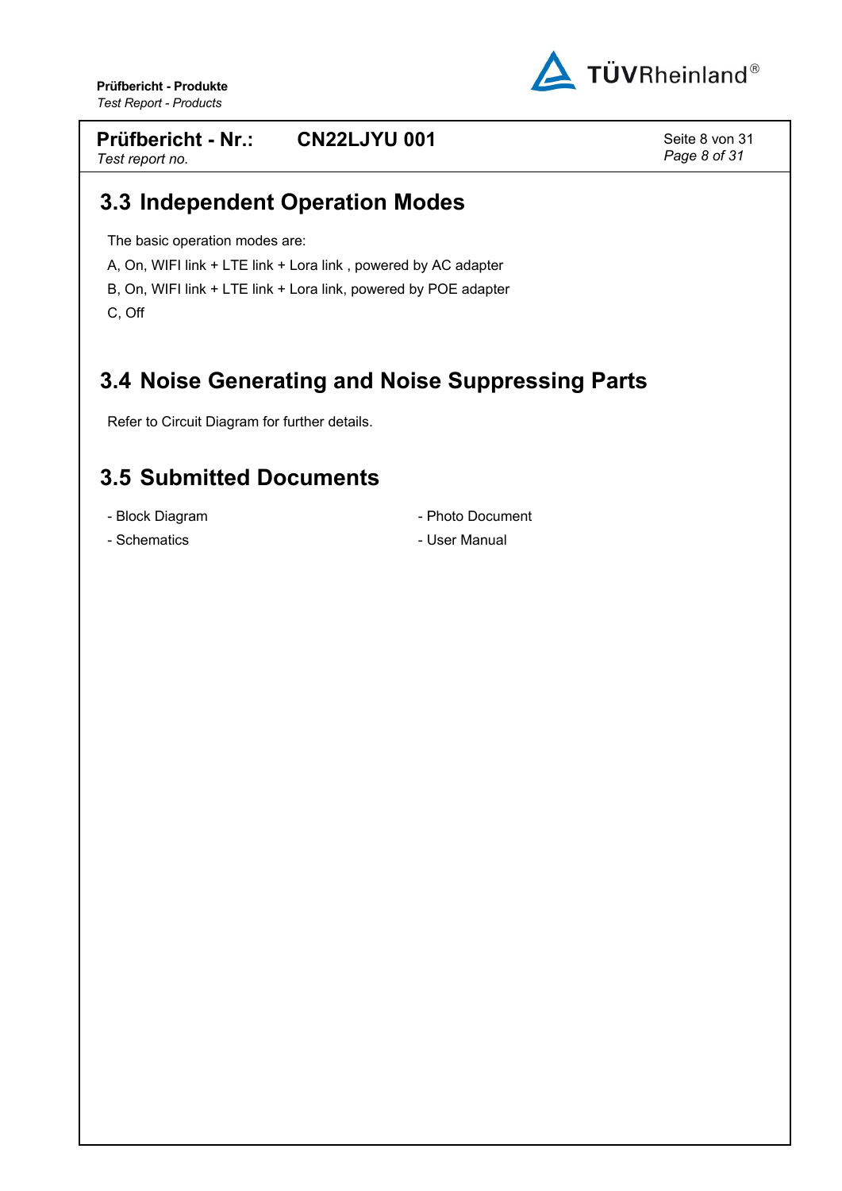## 3.3 Independent Operation Modes

The basic operation modes are:

A, On, WIFI link + LTE link + Lora link , powered by AC adapter

B, On, WIFI link + LTE link + Lora link, powered by POE adapter

C, Off

## 3.4 Noise Generating and Noise Suppressing Parts

Refer to Circuit Diagram for further details.

## 3.5 Submitted Documents

- Block Diagram
- Schematics
- Photo Document
- User Manual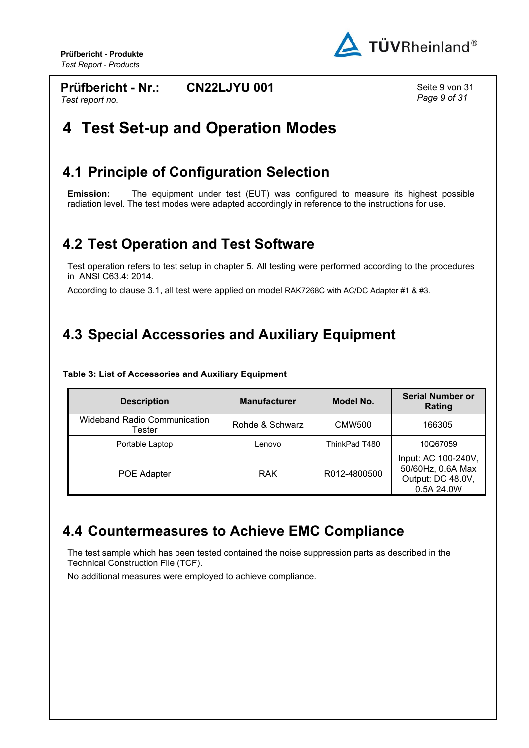# 4 Test Set-up and Operation Modes

## 4.1 Principle of Configuration Selection

**Emission:** The equipment under test (EUT) was configured to measure its highest possible radiation level. The test modes were adapted accordingly in reference to the instructions for use.

## 4.2 Test Operation and Test Software

Test operation refers to test setup in chapter 5. All testing were performed according to the procedures in ANSI C63.4: 2014.

According to clause 3.1, all test were applied on model RAK7268C with AC/DC Adapter #1 & #3.

## 4.3 Special Accessories and Auxiliary Equipment

**Table 3: List of Accessories and Auxiliary Equipment**

| Description | Manufacturer | Model No. | Serial Number or Rating |
|---|---|---|---|
| Wideband Radio Communication Tester | Rohde & Schwarz | CMW500 | 166305 |
| Portable Laptop | Lenovo | ThinkPad T480 | 10Q67059 |
| POE Adapter | RAK | R012-4800500 | Input: AC 100-240V, 50/60Hz, 0.6A Max Output: DC 48.0V, 0.5A 24.0W |

## 4.4 Countermeasures to Achieve EMC Compliance

The test sample which has been tested contained the noise suppression parts as described in the Technical Construction File (TCF).

No additional measures were employed to achieve compliance.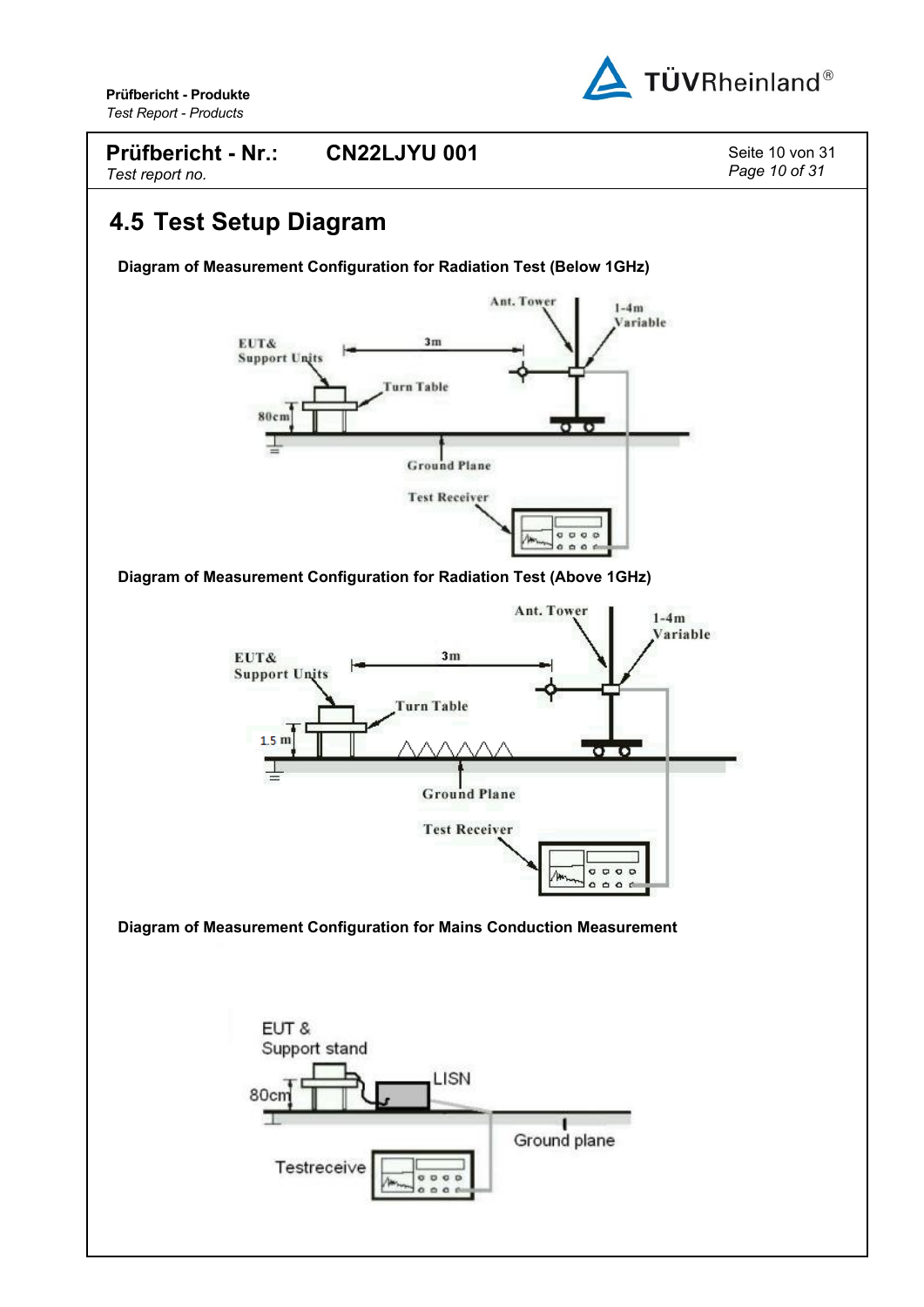## 4.5 Test Setup Diagram

**Diagram of Measurement Configuration for Radiation Test (Below 1GHz)**

Ant. Tower

1-4m Variable

EUT& Support Units

3m

Turn Table

80cm

Ground Plane

Test Receiver

**Diagram of Measurement Configuration for Radiation Test (Above 1GHz)**

Ant. Tower

1-4m Variable

EUT& Support Units

3m

Turn Table

1.5 m

Ground Plane

Test Receiver

**Diagram of Measurement Configuration for Mains Conduction Measurement**

EUT & Support stand

LISN

80cm

Ground plane

Testreceive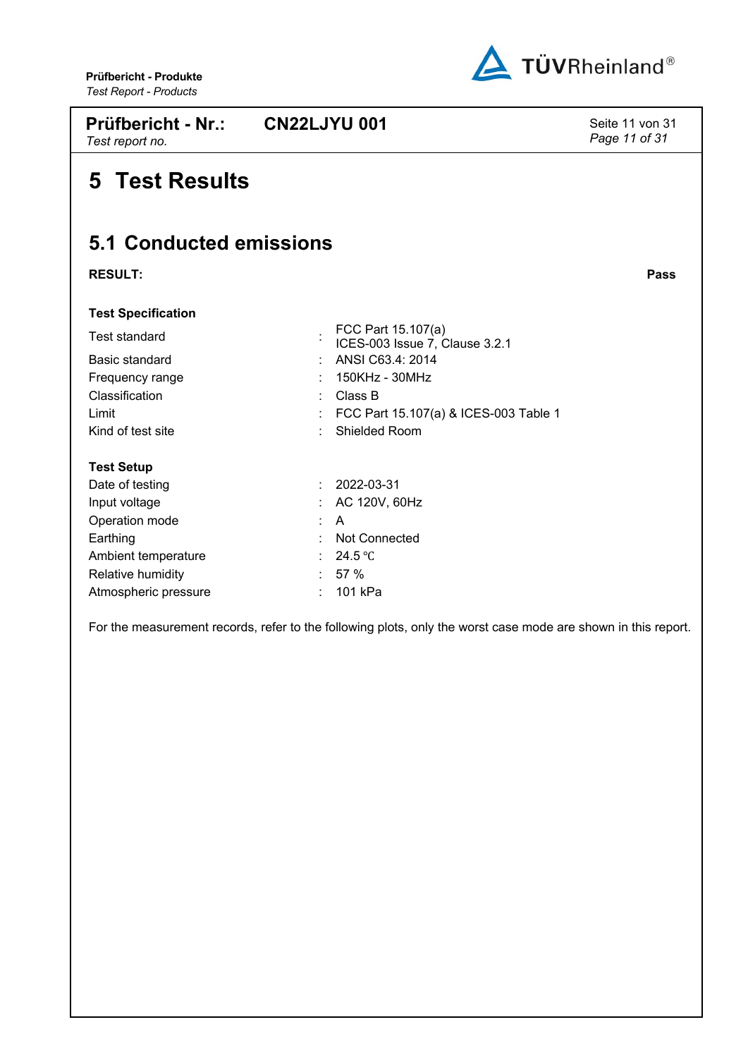# 5 Test Results

## 5.1 Conducted emissions

**RESULT:** **Pass**

**Test Specification**

| | | |
|---|---|---|
| Test standard | : | FCC Part 15.107(a)<br>ICES-003 Issue 7, Clause 3.2.1 |
| Basic standard | : | ANSI C63.4: 2014 |
| Frequency range | : | 150KHz - 30MHz |
| Classification | : | Class B |
| Limit | : | FCC Part 15.107(a) & ICES-003 Table 1 |
| Kind of test site | : | Shielded Room |

**Test Setup**

| | | |
|---|---|---|
| Date of testing | : | 2022-03-31 |
| Input voltage | : | AC 120V, 60Hz |
| Operation mode | : | A |
| Earthing | : | Not Connected |
| Ambient temperature | : | 24.5 ℃ |
| Relative humidity | : | 57 % |
| Atmospheric pressure | : | 101 kPa |

For the measurement records, refer to the following plots, only the worst case mode are shown in this report.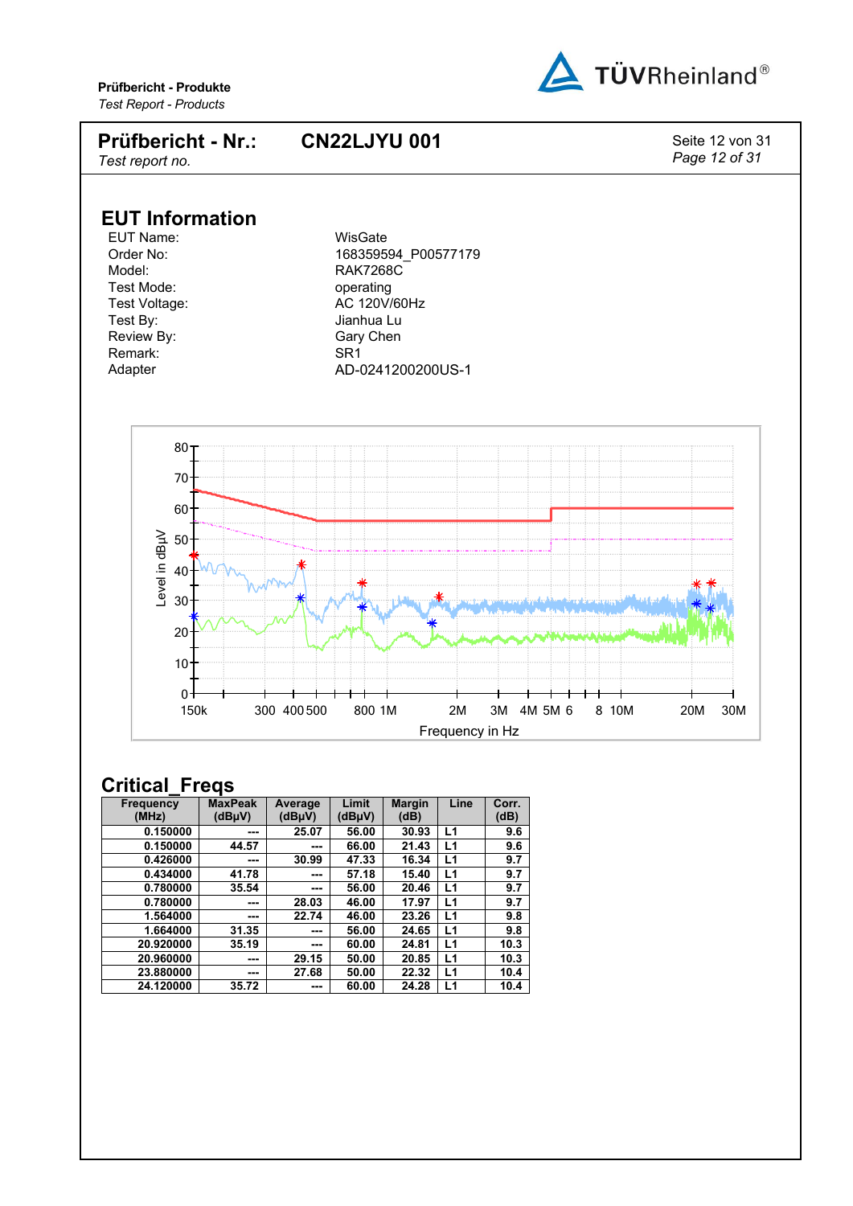**Prüfbericht - Nr.:** **CN22LJYU 001**
*Test report no.*

## EUT Information

| | |
|---|---|
| EUT Name: | WisGate |
| Order No: | 168359594_P00577179 |
| Model: | RAK7268C |
| Test Mode: | operating |
| Test Voltage: | AC 120V/60Hz |
| Test By: | Jianhua Lu |
| Review By: | Gary Chen |
| Remark: | SR1 |
| Adapter | AD-0241200200US-1 |

Level in dBµV

80
70
60
50
40
30
20
10
0

150k 300 400 500 800 1M 2M 3M 4M 5M 6 8 10M 20M 30M

Frequency in Hz

## Critical_Freqs

| Frequency (MHz) | MaxPeak (dBµV) | Average (dBµV) | Limit (dBµV) | Margin (dB) | Line | Corr. (dB) |
|---|---|---|---|---|---|---|
| 0.150000 | --- | 25.07 | 56.00 | 30.93 | L1 | 9.6 |
| 0.150000 | 44.57 | --- | 66.00 | 21.43 | L1 | 9.6 |
| 0.426000 | --- | 30.99 | 47.33 | 16.34 | L1 | 9.7 |
| 0.434000 | 41.78 | --- | 57.18 | 15.40 | L1 | 9.7 |
| 0.780000 | 35.54 | --- | 56.00 | 20.46 | L1 | 9.7 |
| 0.780000 | --- | 28.03 | 46.00 | 17.97 | L1 | 9.7 |
| 1.564000 | --- | 22.74 | 46.00 | 23.26 | L1 | 9.8 |
| 1.664000 | 31.35 | --- | 56.00 | 24.65 | L1 | 9.8 |
| 20.920000 | 35.19 | --- | 60.00 | 24.81 | L1 | 10.3 |
| 20.960000 | --- | 29.15 | 50.00 | 20.85 | L1 | 10.3 |
| 23.880000 | --- | 27.68 | 50.00 | 22.32 | L1 | 10.4 |
| 24.120000 | 35.72 | --- | 60.00 | 24.28 | L1 | 10.4 |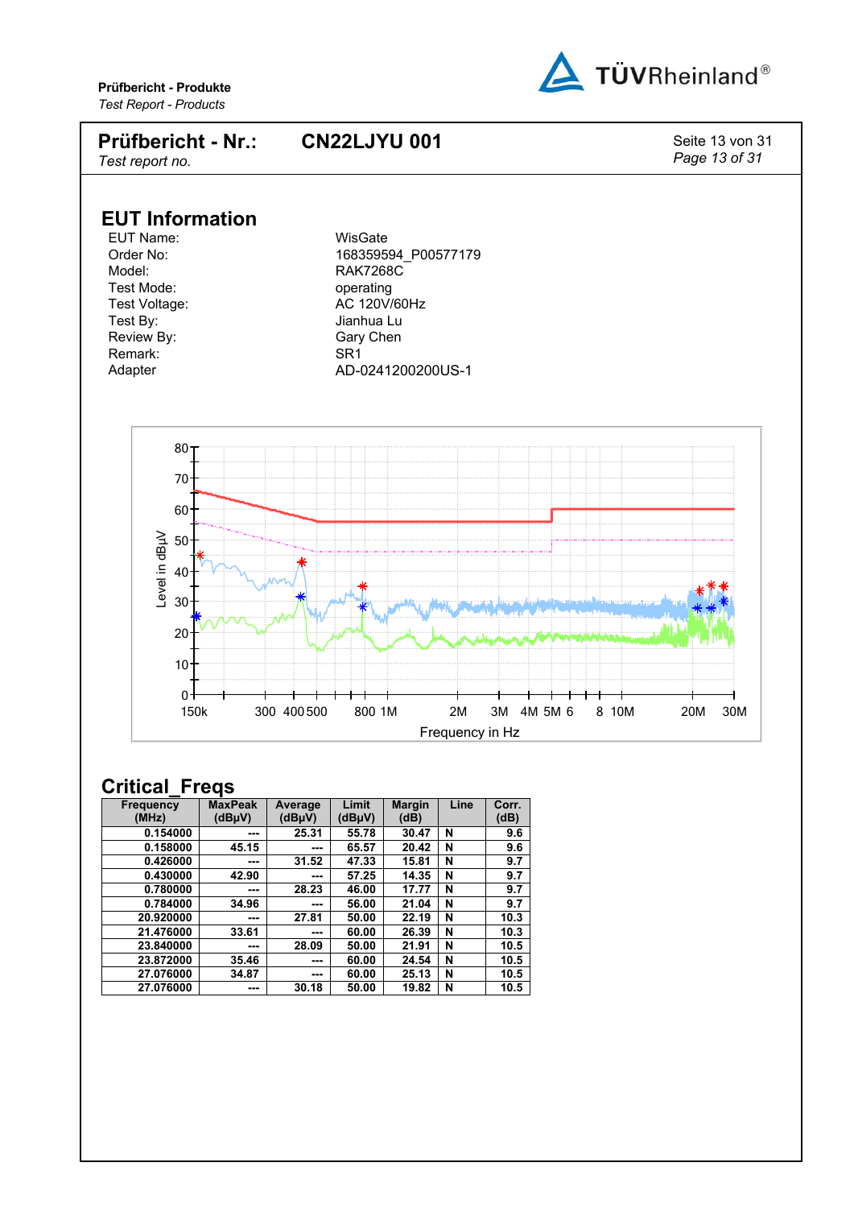## EUT Information

EUT Name: WisGate
Order No: 168359594_P00577179
Model: RAK7268C
Test Mode: operating
Test Voltage: AC 120V/60Hz
Test By: Jianhua Lu
Review By: Gary Chen
Remark: SR1
Adapter AD-0241200200US-1

Level in dBµV
80
70
60
50
40
30
20
10
0
150k 300 400 500 800 1M 2M 3M 4M 5M 6 8 10M 20M 30M
Frequency in Hz

## Critical_Freqs

| Frequency (MHz) | MaxPeak (dBµV) | Average (dBµV) | Limit (dBµV) | Margin (dB) | Line | Corr. (dB) |
|---|---|---|---|---|---|---|
| 0.154000 | --- | 25.31 | 55.78 | 30.47 | N | 9.6 |
| 0.158000 | 45.15 | --- | 65.57 | 20.42 | N | 9.6 |
| 0.426000 | --- | 31.52 | 47.33 | 15.81 | N | 9.7 |
| 0.430000 | 42.90 | --- | 57.25 | 14.35 | N | 9.7 |
| 0.780000 | --- | 28.23 | 46.00 | 17.77 | N | 9.7 |
| 0.784000 | 34.96 | --- | 56.00 | 21.04 | N | 9.7 |
| 20.920000 | --- | 27.81 | 50.00 | 22.19 | N | 10.3 |
| 21.476000 | 33.61 | --- | 60.00 | 26.39 | N | 10.3 |
| 23.840000 | --- | 28.09 | 50.00 | 21.91 | N | 10.5 |
| 23.872000 | 35.46 | --- | 60.00 | 24.54 | N | 10.5 |
| 27.076000 | 34.87 | --- | 60.00 | 25.13 | N | 10.5 |
| 27.076000 | --- | 30.18 | 50.00 | 19.82 | N | 10.5 |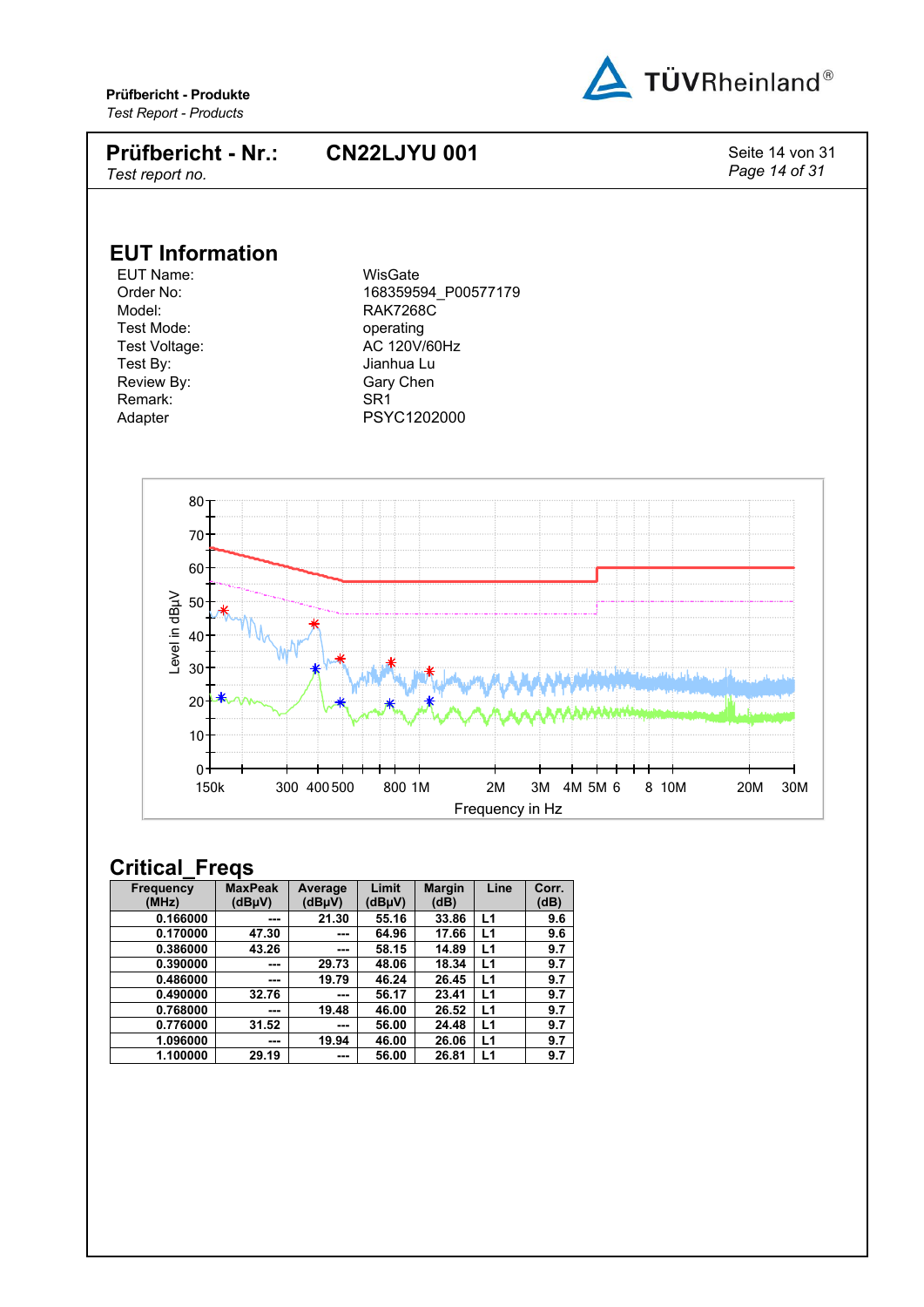**Prüfbericht - Nr.:** **CN22LJYU 001**
*Test report no.*

## EUT Information

| | |
|---|---|
| EUT Name: | WisGate |
| Order No: | 168359594_P00577179 |
| Model: | RAK7268C |
| Test Mode: | operating |
| Test Voltage: | AC 120V/60Hz |
| Test By: | Jianhua Lu |
| Review By: | Gary Chen |
| Remark: | SR1 |
| Adapter | PSYC1202000 |

80
70
60
50
40
30
20
10
0
Level in dBµV
150k 300 400 500 800 1M 2M 3M 4M 5M 6 8 10M 20M 30M
Frequency in Hz

## Critical_Freqs

| Frequency (MHz) | MaxPeak (dBµV) | Average (dBµV) | Limit (dBµV) | Margin (dB) | Line | Corr. (dB) |
|---|---|---|---|---|---|---|
| 0.166000 | --- | 21.30 | 55.16 | 33.86 | L1 | 9.6 |
| 0.170000 | 47.30 | --- | 64.96 | 17.66 | L1 | 9.6 |
| 0.386000 | 43.26 | --- | 58.15 | 14.89 | L1 | 9.7 |
| 0.390000 | --- | 29.73 | 48.06 | 18.34 | L1 | 9.7 |
| 0.486000 | --- | 19.79 | 46.24 | 26.45 | L1 | 9.7 |
| 0.490000 | 32.76 | --- | 56.17 | 23.41 | L1 | 9.7 |
| 0.768000 | --- | 19.48 | 46.00 | 26.52 | L1 | 9.7 |
| 0.776000 | 31.52 | --- | 56.00 | 24.48 | L1 | 9.7 |
| 1.096000 | --- | 19.94 | 46.00 | 26.06 | L1 | 9.7 |
| 1.100000 | 29.19 | --- | 56.00 | 26.81 | L1 | 9.7 |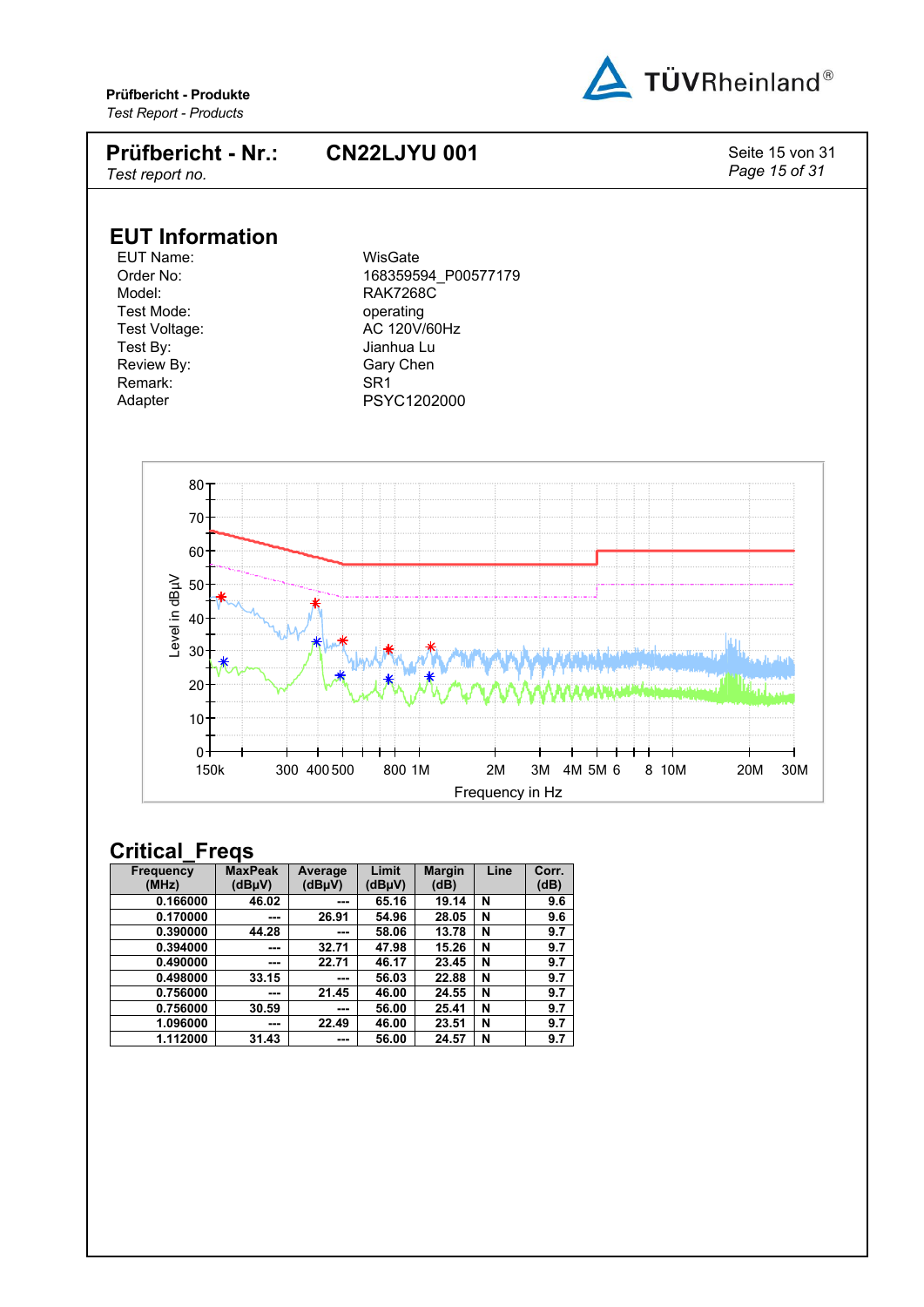## EUT Information

| | |
|---|---|
| EUT Name: | WisGate |
| Order No: | 168359594_P00577179 |
| Model: | RAK7268C |
| Test Mode: | operating |
| Test Voltage: | AC 120V/60Hz |
| Test By: | Jianhua Lu |
| Review By: | Gary Chen |
| Remark: | SR1 |
| Adapter | PSYC1202000 |

## Critical_Freqs

| Frequency (MHz) | MaxPeak (dBµV) | Average (dBµV) | Limit (dBµV) | Margin (dB) | Line | Corr. (dB) |
|---|---|---|---|---|---|---|
| 0.166000 | 46.02 | --- | 65.16 | 19.14 | N | 9.6 |
| 0.170000 | --- | 26.91 | 54.96 | 28.05 | N | 9.6 |
| 0.390000 | 44.28 | --- | 58.06 | 13.78 | N | 9.7 |
| 0.394000 | --- | 32.71 | 47.98 | 15.26 | N | 9.7 |
| 0.490000 | --- | 22.71 | 46.17 | 23.45 | N | 9.7 |
| 0.498000 | 33.15 | --- | 56.03 | 22.88 | N | 9.7 |
| 0.756000 | --- | 21.45 | 46.00 | 24.55 | N | 9.7 |
| 0.756000 | 30.59 | --- | 56.00 | 25.41 | N | 9.7 |
| 1.096000 | --- | 22.49 | 46.00 | 23.51 | N | 9.7 |
| 1.112000 | 31.43 | --- | 56.00 | 24.57 | N | 9.7 |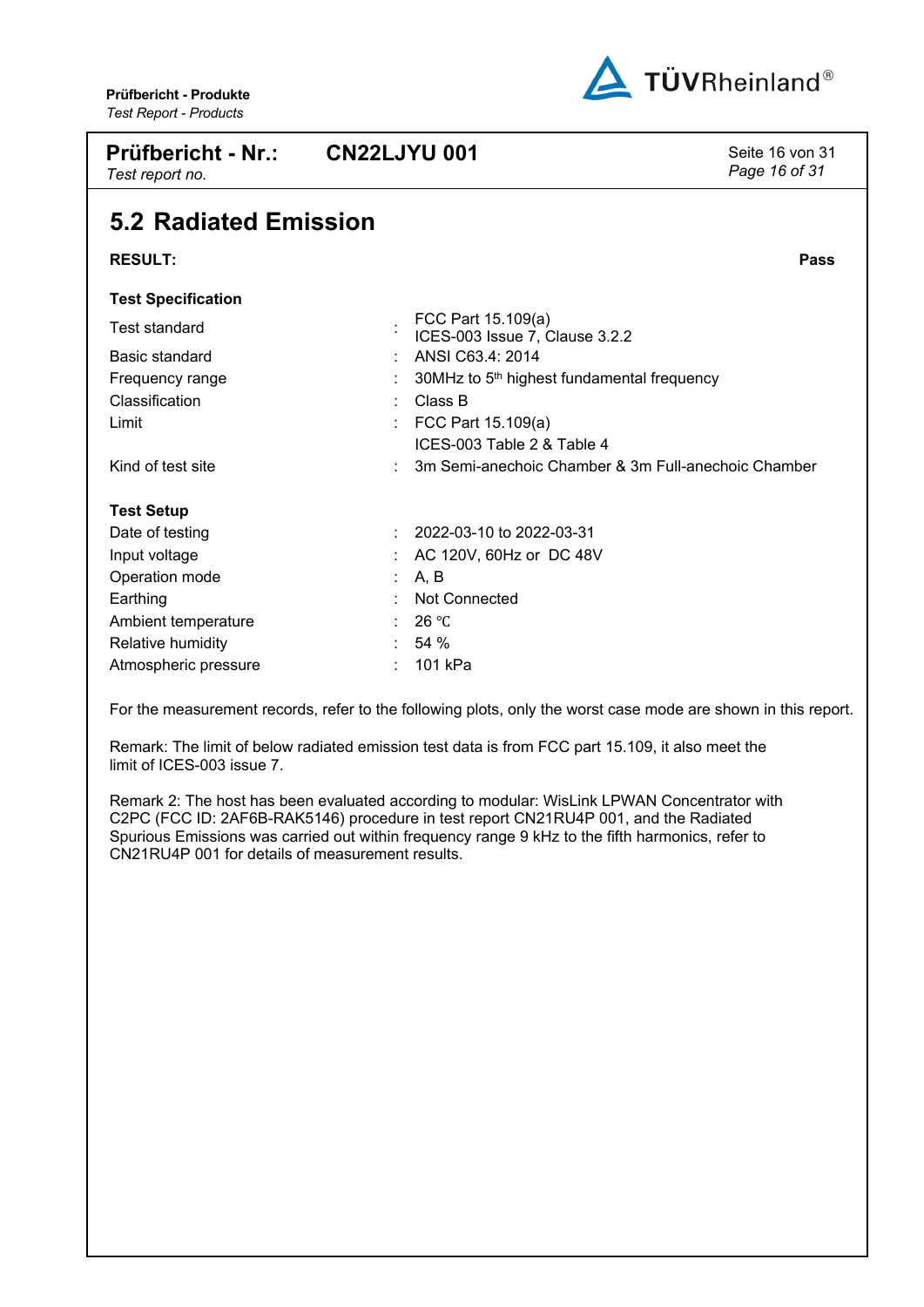## 5.2 Radiated Emission

**RESULT:** **Pass**

**Test Specification**

| | | |
|---|---|---|
| Test standard | : | FCC Part 15.109(a)<br>ICES-003 Issue 7, Clause 3.2.2 |
| Basic standard | : | ANSI C63.4: 2014 |
| Frequency range | : | 30MHz to 5th highest fundamental frequency |
| Classification | : | Class B |
| Limit | : | FCC Part 15.109(a)<br>ICES-003 Table 2 & Table 4 |
| Kind of test site | : | 3m Semi-anechoic Chamber & 3m Full-anechoic Chamber |

**Test Setup**

| | | |
|---|---|---|
| Date of testing | : | 2022-03-10 to 2022-03-31 |
| Input voltage | : | AC 120V, 60Hz or DC 48V |
| Operation mode | : | A, B |
| Earthing | : | Not Connected |
| Ambient temperature | : | 26 ℃ |
| Relative humidity | : | 54 % |
| Atmospheric pressure | : | 101 kPa |

For the measurement records, refer to the following plots, only the worst case mode are shown in this report.

Remark: The limit of below radiated emission test data is from FCC part 15.109, it also meet the limit of ICES-003 issue 7.

Remark 2: The host has been evaluated according to modular: WisLink LPWAN Concentrator with C2PC (FCC ID: 2AF6B-RAK5146) procedure in test report CN21RU4P 001, and the Radiated Spurious Emissions was carried out within frequency range 9 kHz to the fifth harmonics, refer to CN21RU4P 001 for details of measurement results.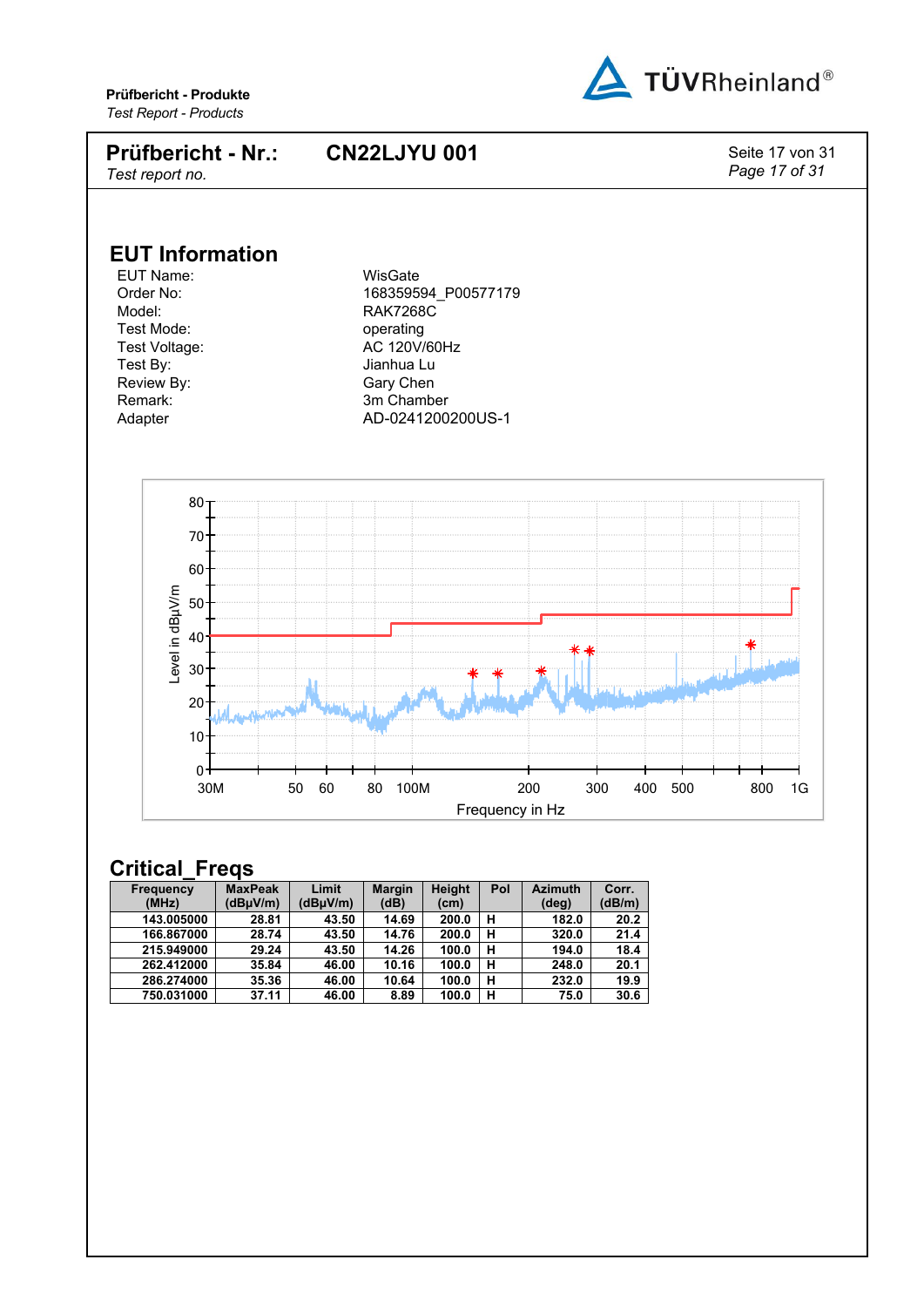## EUT Information

| | |
|---|---|
| EUT Name: | WisGate |
| Order No: | 168359594_P00577179 |
| Model: | RAK7268C |
| Test Mode: | operating |
| Test Voltage: | AC 120V/60Hz |
| Test By: | Jianhua Lu |
| Review By: | Gary Chen |
| Remark: | 3m Chamber |
| Adapter | AD-0241200200US-1 |

Level in dBµV/m

80
70
60
50
40
30
20
10
0

30M 50 60 80 100M 200 300 400 500 800 1G

Frequency in Hz

## Critical_Freqs

| Frequency (MHz) | MaxPeak (dBµV/m) | Limit (dBµV/m) | Margin (dB) | Height (cm) | Pol | Azimuth (deg) | Corr. (dB/m) |
|---|---|---|---|---|---|---|---|
| 143.005000 | 28.81 | 43.50 | 14.69 | 200.0 | H | 182.0 | 20.2 |
| 166.867000 | 28.74 | 43.50 | 14.76 | 200.0 | H | 320.0 | 21.4 |
| 215.949000 | 29.24 | 43.50 | 14.26 | 100.0 | H | 194.0 | 18.4 |
| 262.412000 | 35.84 | 46.00 | 10.16 | 100.0 | H | 248.0 | 20.1 |
| 286.274000 | 35.36 | 46.00 | 10.64 | 100.0 | H | 232.0 | 19.9 |
| 750.031000 | 37.11 | 46.00 | 8.89 | 100.0 | H | 75.0 | 30.6 |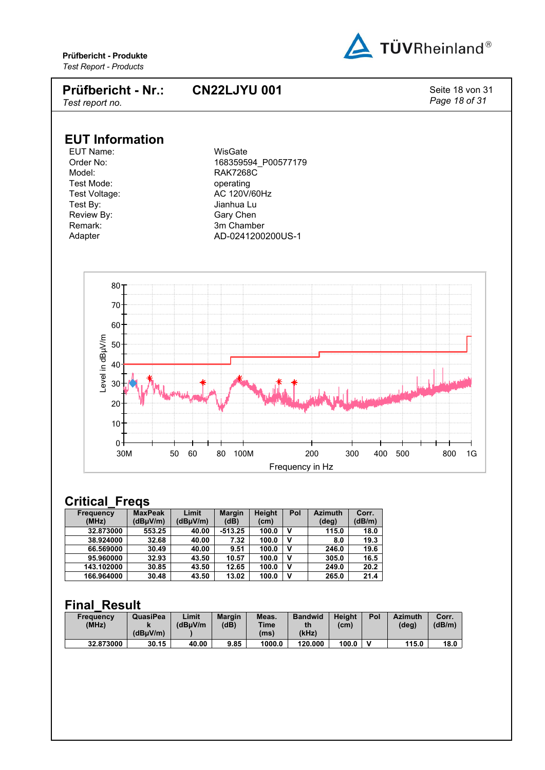**Prüfbericht - Produkte**
*Test Report - Products*

**Prüfbericht - Nr.:** **CN22LJYU 001**
*Test report no.*

## EUT Information

| | |
|---|---|
| EUT Name: | WisGate |
| Order No: | 168359594_P00577179 |
| Model: | RAK7268C |
| Test Mode: | operating |
| Test Voltage: | AC 120V/60Hz |
| Test By: | Jianhua Lu |
| Review By: | Gary Chen |
| Remark: | 3m Chamber |
| Adapter | AD-0241200200US-1 |

Level in dBµV/m

80
70
60
50
40
30
20
10
0

30M 50 60 80 100M 200 300 400 500 800 1G

Frequency in Hz

## Critical_Freqs

| Frequency (MHz) | MaxPeak (dBµV/m) | Limit (dBµV/m) | Margin (dB) | Height (cm) | Pol | Azimuth (deg) | Corr. (dB/m) |
|---|---|---|---|---|---|---|---|
| 32.873000 | 553.25 | 40.00 | -513.25 | 100.0 | V | 115.0 | 18.0 |
| 38.924000 | 32.68 | 40.00 | 7.32 | 100.0 | V | 8.0 | 19.3 |
| 66.569000 | 30.49 | 40.00 | 9.51 | 100.0 | V | 246.0 | 19.6 |
| 95.960000 | 32.93 | 43.50 | 10.57 | 100.0 | V | 305.0 | 16.5 |
| 143.102000 | 30.85 | 43.50 | 12.65 | 100.0 | V | 249.0 | 20.2 |
| 166.964000 | 30.48 | 43.50 | 13.02 | 100.0 | V | 265.0 | 21.4 |

## Final_Result

| Frequency (MHz) | QuasiPeak (dBµV/m) | Limit (dBµV/m) | Margin (dB) | Meas. Time (ms) | Bandwidth (kHz) | Height (cm) | Pol | Azimuth (deg) | Corr. (dB/m) |
|---|---|---|---|---|---|---|---|---|---|
| 32.873000 | 30.15 | 40.00 | 9.85 | 1000.0 | 120.000 | 100.0 | V | 115.0 | 18.0 |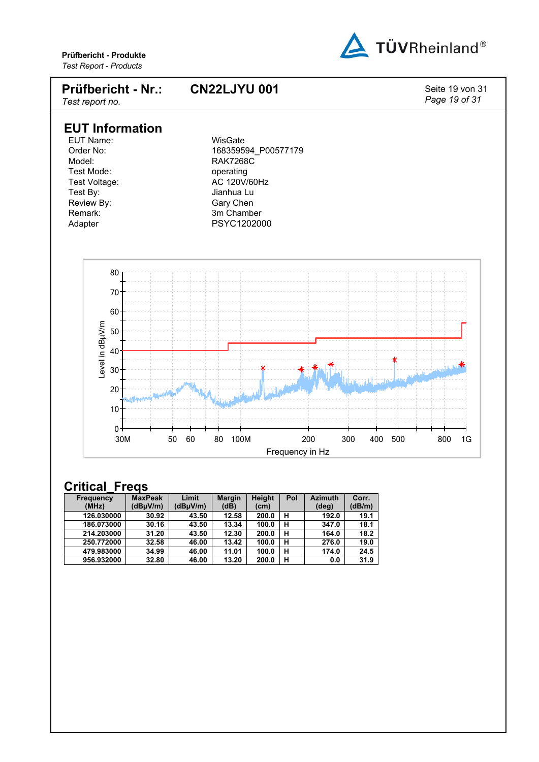**Prüfbericht - Nr.:** CN22LJYU 001
*Test report no.*

## EUT Information

| | |
|---|---|
| EUT Name: | WisGate |
| Order No: | 168359594_P00577179 |
| Model: | RAK7268C |
| Test Mode: | operating |
| Test Voltage: | AC 120V/60Hz |
| Test By: | Jianhua Lu |
| Review By: | Gary Chen |
| Remark: | 3m Chamber |
| Adapter | PSYC1202000 |

Level in dBµV/m
80
70
60
50
40
30
20
10
0
30M
50
60
80
100M
200
300
400
500
800
1G
Frequency in Hz

## Critical_Freqs

| Frequency (MHz) | MaxPeak (dBµV/m) | Limit (dBµV/m) | Margin (dB) | Height (cm) | Pol | Azimuth (deg) | Corr. (dB/m) |
|---|---|---|---|---|---|---|---|
| 126.030000 | 30.92 | 43.50 | 12.58 | 200.0 | H | 192.0 | 19.1 |
| 186.073000 | 30.16 | 43.50 | 13.34 | 100.0 | H | 347.0 | 18.1 |
| 214.203000 | 31.20 | 43.50 | 12.30 | 200.0 | H | 164.0 | 18.2 |
| 250.772000 | 32.58 | 46.00 | 13.42 | 100.0 | H | 276.0 | 19.0 |
| 479.983000 | 34.99 | 46.00 | 11.01 | 100.0 | H | 174.0 | 24.5 |
| 956.932000 | 32.80 | 46.00 | 13.20 | 200.0 | H | 0.0 | 31.9 |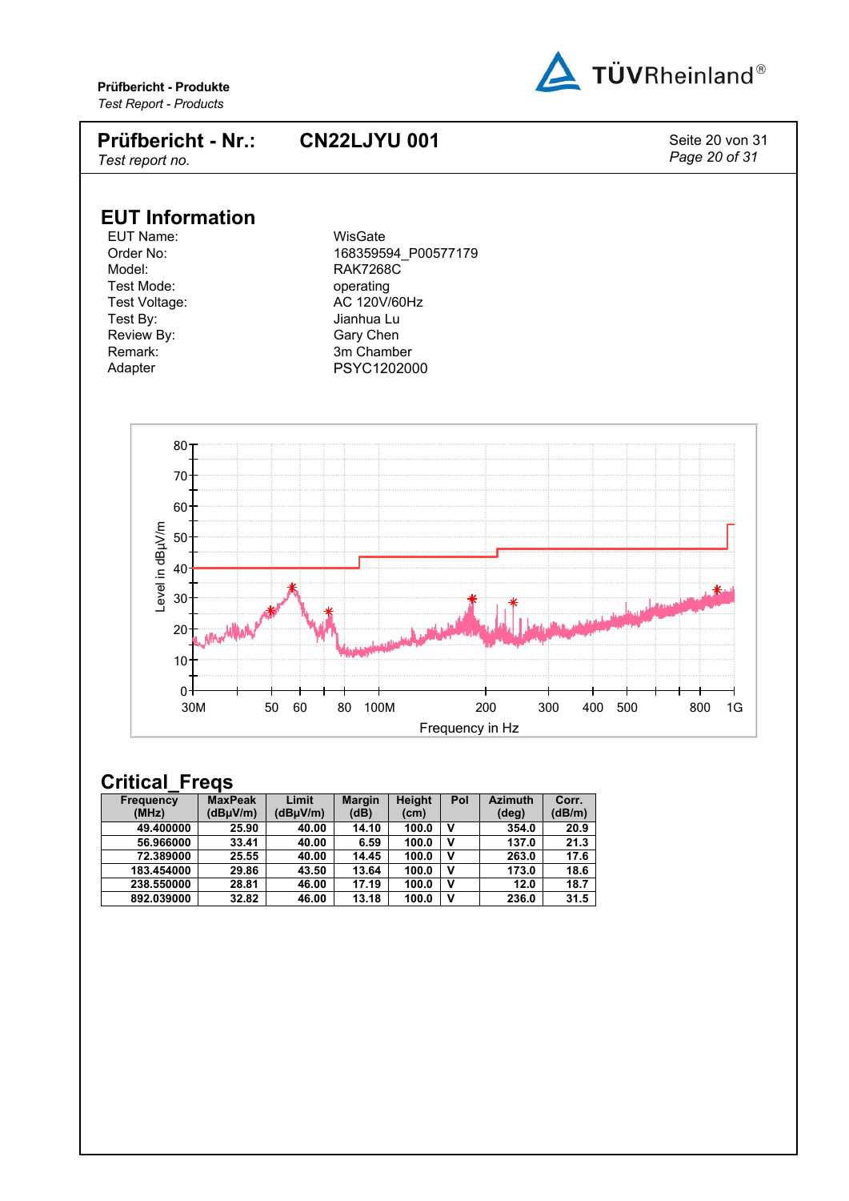**Prüfbericht - Produkte**
*Test Report - Products*

**Prüfbericht - Nr.:** **CN22LJYU 001**
*Test report no.*

## EUT Information

| | |
|---|---|
| EUT Name: | WisGate |
| Order No: | 168359594_P00577179 |
| Model: | RAK7268C |
| Test Mode: | operating |
| Test Voltage: | AC 120V/60Hz |
| Test By: | Jianhua Lu |
| Review By: | Gary Chen |
| Remark: | 3m Chamber |
| Adapter | PSYC1202000 |

Level in dBµV/m

80
70
60
50
40
30
20
10
0

30M 50 60 80 100M 200 300 400 500 800 1G

Frequency in Hz

## Critical_Freqs

| Frequency (MHz) | MaxPeak (dBµV/m) | Limit (dBµV/m) | Margin (dB) | Height (cm) | Pol | Azimuth (deg) | Corr. (dB/m) |
|---|---|---|---|---|---|---|---|
| 49.400000 | 25.90 | 40.00 | 14.10 | 100.0 | V | 354.0 | 20.9 |
| 56.966000 | 33.41 | 40.00 | 6.59 | 100.0 | V | 137.0 | 21.3 |
| 72.389000 | 25.55 | 40.00 | 14.45 | 100.0 | V | 263.0 | 17.6 |
| 183.454000 | 29.86 | 43.50 | 13.64 | 100.0 | V | 173.0 | 18.6 |
| 238.550000 | 28.81 | 46.00 | 17.19 | 100.0 | V | 12.0 | 18.7 |
| 892.039000 | 32.82 | 46.00 | 13.18 | 100.0 | V | 236.0 | 31.5 |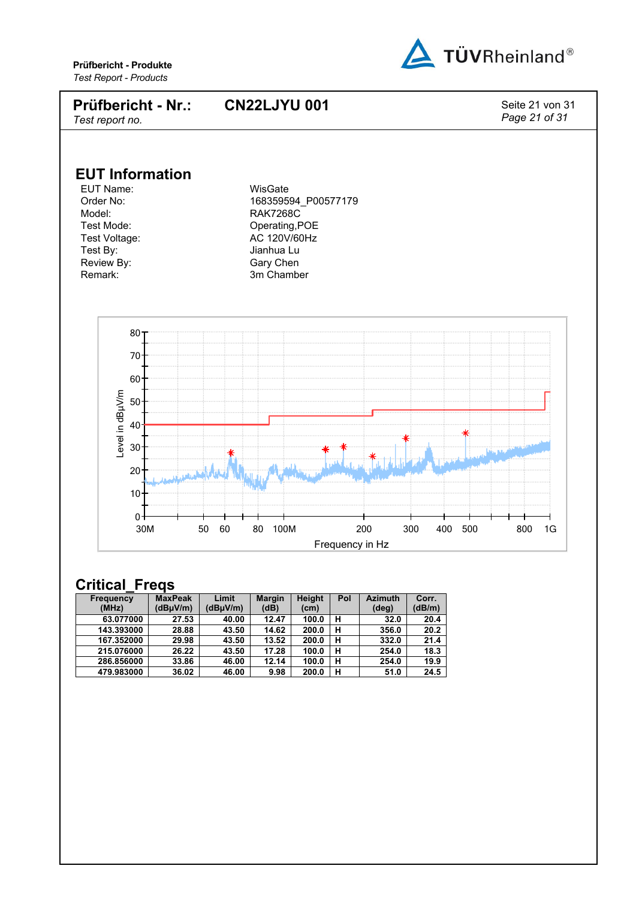Prüfbericht - Nr.: CN22LJYU 001
*Test report no.*

## EUT Information

| | |
|---|---|
| EUT Name: | WisGate |
| Order No: | 168359594_P00577179 |
| Model: | RAK7268C |
| Test Mode: | Operating,POE |
| Test Voltage: | AC 120V/60Hz |
| Test By: | Jianhua Lu |
| Review By: | Gary Chen |
| Remark: | 3m Chamber |

Level in dBµV/m
80
70
60
50
40
30
20
10
0
30M 50 60 80 100M 200 300 400 500 800 1G
Frequency in Hz

## Critical_Freqs

| Frequency (MHz) | MaxPeak (dBµV/m) | Limit (dBµV/m) | Margin (dB) | Height (cm) | Pol | Azimuth (deg) | Corr. (dB/m) |
|---|---|---|---|---|---|---|---|
| 63.077000 | 27.53 | 40.00 | 12.47 | 100.0 | H | 32.0 | 20.4 |
| 143.393000 | 28.88 | 43.50 | 14.62 | 200.0 | H | 356.0 | 20.2 |
| 167.352000 | 29.98 | 43.50 | 13.52 | 200.0 | H | 332.0 | 21.4 |
| 215.076000 | 26.22 | 43.50 | 17.28 | 100.0 | H | 254.0 | 18.3 |
| 286.856000 | 33.86 | 46.00 | 12.14 | 100.0 | H | 254.0 | 19.9 |
| 479.983000 | 36.02 | 46.00 | 9.98 | 200.0 | H | 51.0 | 24.5 |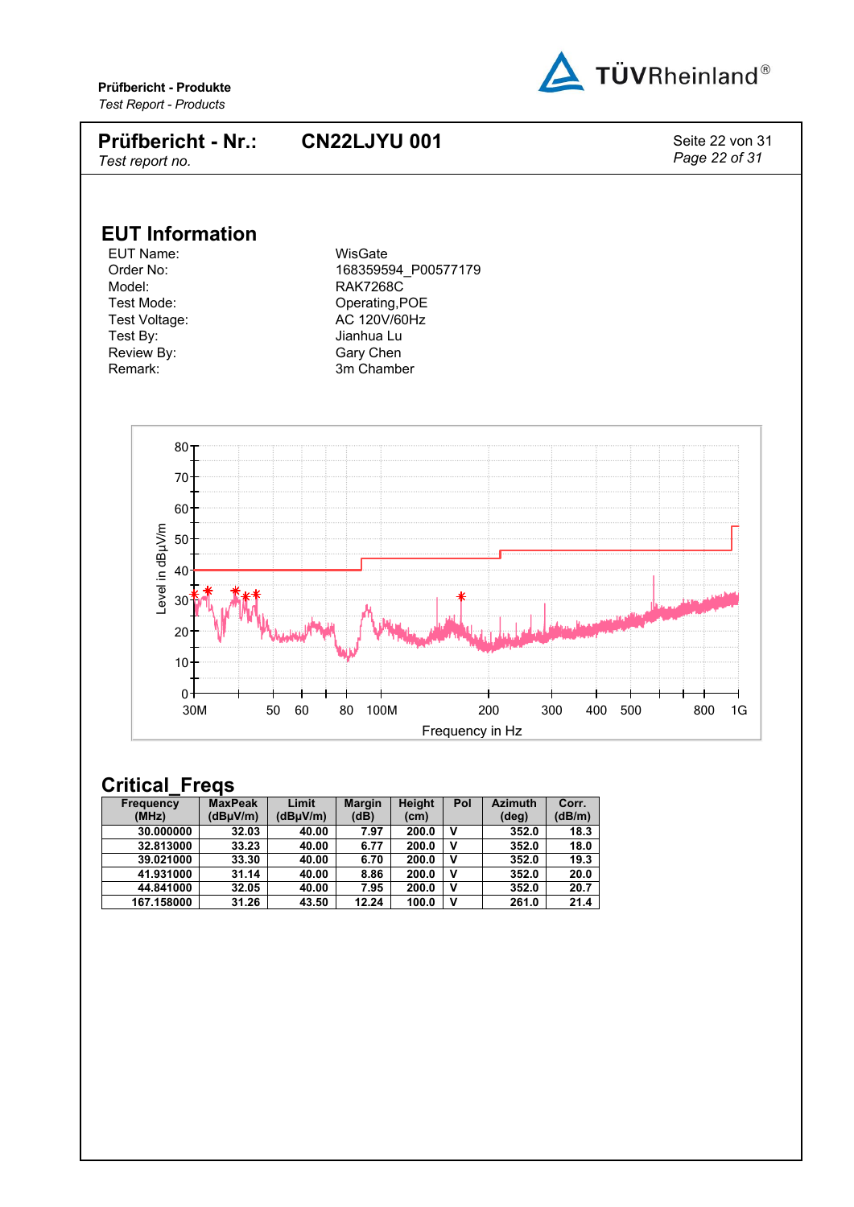**Prüfbericht - Nr.:** CN22LJYU 001
*Test report no.*

## EUT Information

EUT Name: WisGate
Order No: 168359594_P00577179
Model: RAK7268C
Test Mode: Operating,POE
Test Voltage: AC 120V/60Hz
Test By: Jianhua Lu
Review By: Gary Chen
Remark: 3m Chamber

Level in dBµV/m
80
70
60
50
40
30
20
10
0
30M 50 60 80 100M 200 300 400 500 800 1G
Frequency in Hz

## Critical_Freqs

| Frequency (MHz) | MaxPeak (dBµV/m) | Limit (dBµV/m) | Margin (dB) | Height (cm) | Pol | Azimuth (deg) | Corr. (dB/m) |
|---|---|---|---|---|---|---|---|
| 30.000000 | 32.03 | 40.00 | 7.97 | 200.0 | V | 352.0 | 18.3 |
| 32.813000 | 33.23 | 40.00 | 6.77 | 200.0 | V | 352.0 | 18.0 |
| 39.021000 | 33.30 | 40.00 | 6.70 | 200.0 | V | 352.0 | 19.3 |
| 41.931000 | 31.14 | 40.00 | 8.86 | 200.0 | V | 352.0 | 20.0 |
| 44.841000 | 32.05 | 40.00 | 7.95 | 200.0 | V | 352.0 | 20.7 |
| 167.158000 | 31.26 | 43.50 | 12.24 | 100.0 | V | 261.0 | 21.4 |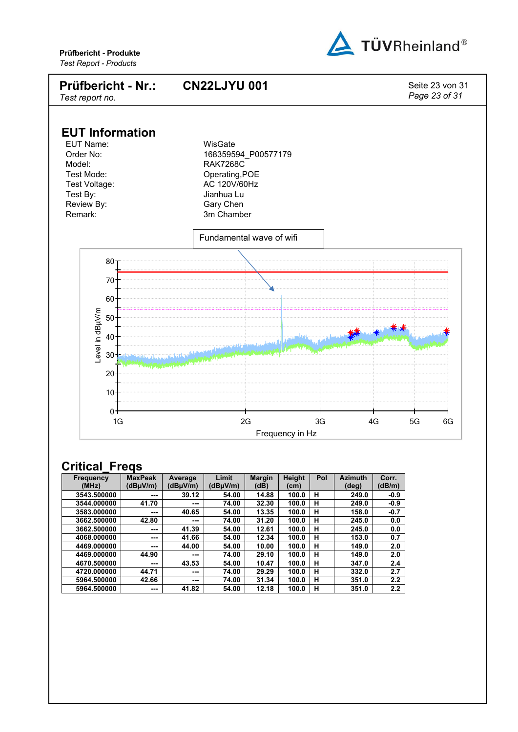**Prüfbericht - Nr.:** CN22LJYU 001
*Test report no.*

## EUT Information

| | |
|---|---|
| EUT Name: | WisGate |
| Order No: | 168359594_P00577179 |
| Model: | RAK7268C |
| Test Mode: | Operating,POE |
| Test Voltage: | AC 120V/60Hz |
| Test By: | Jianhua Lu |
| Review By: | Gary Chen |
| Remark: | 3m Chamber |

Fundamental wave of wifi

Level in dBµV/m
80
70
60
50
40
30
20
10
0
1G
2G
3G
4G
5G
6G
Frequency in Hz

## Critical_Freqs

| Frequency (MHz) | MaxPeak (dBµV/m) | Average (dBµV/m) | Limit (dBµV/m) | Margin (dB) | Height (cm) | Pol | Azimuth (deg) | Corr. (dB/m) |
|---|---|---|---|---|---|---|---|---|
| 3543.500000 | --- | 39.12 | 54.00 | 14.88 | 100.0 | H | 249.0 | -0.9 |
| 3544.000000 | 41.70 | --- | 74.00 | 32.30 | 100.0 | H | 249.0 | -0.9 |
| 3583.000000 | --- | 40.65 | 54.00 | 13.35 | 100.0 | H | 158.0 | -0.7 |
| 3662.500000 | 42.80 | --- | 74.00 | 31.20 | 100.0 | H | 245.0 | 0.0 |
| 3662.500000 | --- | 41.39 | 54.00 | 12.61 | 100.0 | H | 245.0 | 0.0 |
| 4068.000000 | --- | 41.66 | 54.00 | 12.34 | 100.0 | H | 153.0 | 0.7 |
| 4469.000000 | --- | 44.00 | 54.00 | 10.00 | 100.0 | H | 149.0 | 2.0 |
| 4469.000000 | 44.90 | --- | 74.00 | 29.10 | 100.0 | H | 149.0 | 2.0 |
| 4670.500000 | --- | 43.53 | 54.00 | 10.47 | 100.0 | H | 347.0 | 2.4 |
| 4720.000000 | 44.71 | --- | 74.00 | 29.29 | 100.0 | H | 332.0 | 2.7 |
| 5964.500000 | 42.66 | --- | 74.00 | 31.34 | 100.0 | H | 351.0 | 2.2 |
| 5964.500000 | --- | 41.82 | 54.00 | 12.18 | 100.0 | H | 351.0 | 2.2 |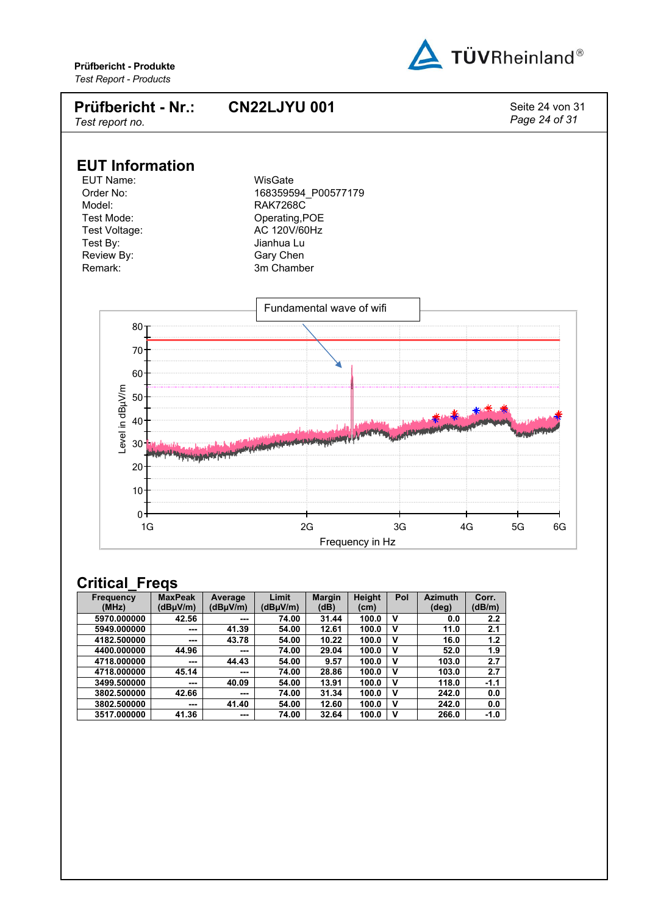Prüfbericht - Nr.: CN22LJYU 001
*Test report no.*

## EUT Information

| | |
|---|---|
| EUT Name: | WisGate |
| Order No: | 168359594_P00577179 |
| Model: | RAK7268C |
| Test Mode: | Operating,POE |
| Test Voltage: | AC 120V/60Hz |
| Test By: | Jianhua Lu |
| Review By: | Gary Chen |
| Remark: | 3m Chamber |

Fundamental wave of wifi

Level in dBµV/m

80
70
60
50
40
30
20
10
0

1G
2G
3G
4G
5G
6G

Frequency in Hz

## Critical_Freqs

| Frequency (MHz) | MaxPeak (dBµV/m) | Average (dBµV/m) | Limit (dBµV/m) | Margin (dB) | Height (cm) | Pol | Azimuth (deg) | Corr. (dB/m) |
|---|---|---|---|---|---|---|---|---|
| 5970.000000 | 42.56 | --- | 74.00 | 31.44 | 100.0 | V | 0.0 | 2.2 |
| 5949.000000 | --- | 41.39 | 54.00 | 12.61 | 100.0 | V | 11.0 | 2.1 |
| 4182.500000 | --- | 43.78 | 54.00 | 10.22 | 100.0 | V | 16.0 | 1.2 |
| 4400.000000 | 44.96 | --- | 74.00 | 29.04 | 100.0 | V | 52.0 | 1.9 |
| 4718.000000 | --- | 44.43 | 54.00 | 9.57 | 100.0 | V | 103.0 | 2.7 |
| 4718.000000 | 45.14 | --- | 74.00 | 28.86 | 100.0 | V | 103.0 | 2.7 |
| 3499.500000 | --- | 40.09 | 54.00 | 13.91 | 100.0 | V | 118.0 | -1.1 |
| 3802.500000 | 42.66 | --- | 74.00 | 31.34 | 100.0 | V | 242.0 | 0.0 |
| 3802.500000 | --- | 41.40 | 54.00 | 12.60 | 100.0 | V | 242.0 | 0.0 |
| 3517.000000 | 41.36 | --- | 74.00 | 32.64 | 100.0 | V | 266.0 | -1.0 |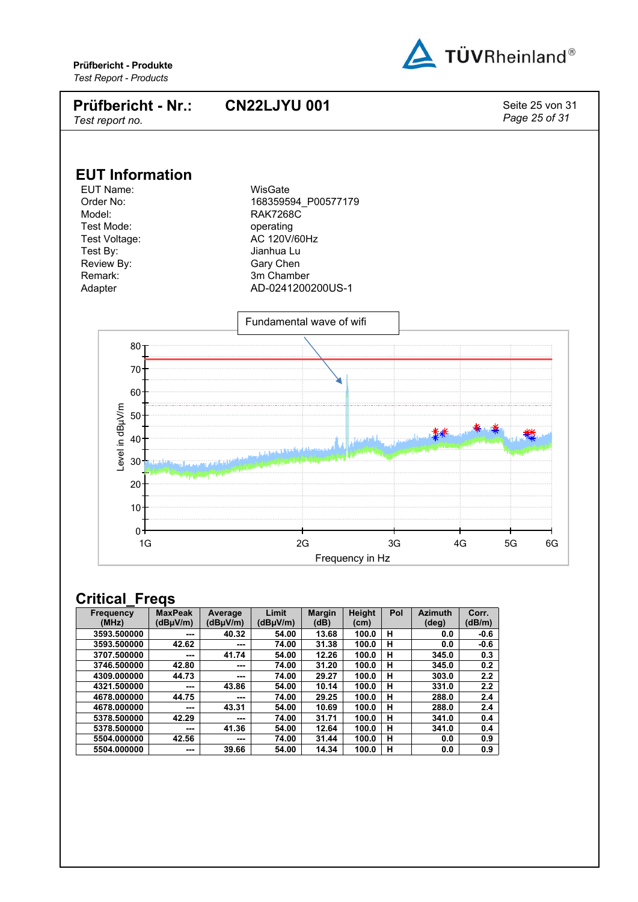## EUT Information

| | |
|---|---|
| EUT Name: | WisGate |
| Order No: | 168359594_P00577179 |
| Model: | RAK7268C |
| Test Mode: | operating |
| Test Voltage: | AC 120V/60Hz |
| Test By: | Jianhua Lu |
| Review By: | Gary Chen |
| Remark: | 3m Chamber |
| Adapter | AD-0241200200US-1 |

Fundamental wave of wifi

80
70
60
50
40
30
20
10
0

Level in dBµV/m

1G
2G
3G
4G
5G
6G

Frequency in Hz

## Critical_Freqs

| Frequency (MHz) | MaxPeak (dBµV/m) | Average (dBµV/m) | Limit (dBµV/m) | Margin (dB) | Height (cm) | Pol | Azimuth (deg) | Corr. (dB/m) |
|---|---|---|---|---|---|---|---|---|
| 3593.500000 | --- | 40.32 | 54.00 | 13.68 | 100.0 | H | 0.0 | -0.6 |
| 3593.500000 | 42.62 | --- | 74.00 | 31.38 | 100.0 | H | 0.0 | -0.6 |
| 3707.500000 | --- | 41.74 | 54.00 | 12.26 | 100.0 | H | 345.0 | 0.3 |
| 3746.500000 | 42.80 | --- | 74.00 | 31.20 | 100.0 | H | 345.0 | 0.2 |
| 4309.000000 | 44.73 | --- | 74.00 | 29.27 | 100.0 | H | 303.0 | 2.2 |
| 4321.500000 | --- | 43.86 | 54.00 | 10.14 | 100.0 | H | 331.0 | 2.2 |
| 4678.000000 | 44.75 | --- | 74.00 | 29.25 | 100.0 | H | 288.0 | 2.4 |
| 4678.000000 | --- | 43.31 | 54.00 | 10.69 | 100.0 | H | 288.0 | 2.4 |
| 5378.500000 | 42.29 | --- | 74.00 | 31.71 | 100.0 | H | 341.0 | 0.4 |
| 5378.500000 | --- | 41.36 | 54.00 | 12.64 | 100.0 | H | 341.0 | 0.4 |
| 5504.000000 | 42.56 | --- | 74.00 | 31.44 | 100.0 | H | 0.0 | 0.9 |
| 5504.000000 | --- | 39.66 | 54.00 | 14.34 | 100.0 | H | 0.0 | 0.9 |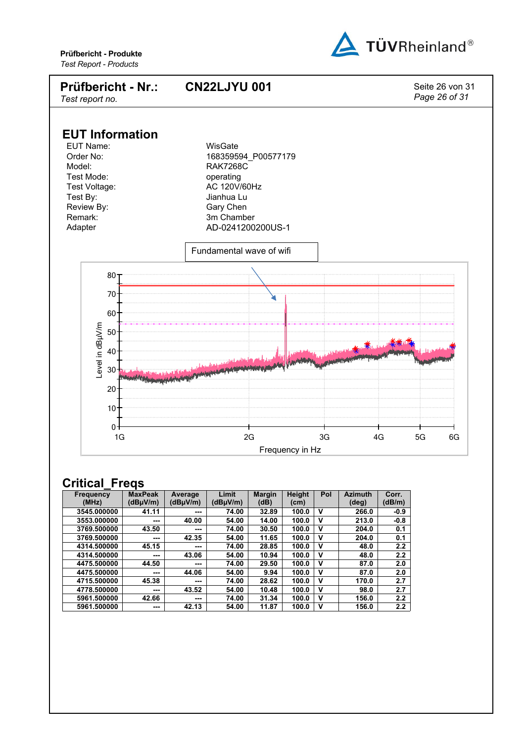Prüfbericht - Produkte
*Test Report - Products*

**Prüfbericht - Nr.:** **CN22LJYU 001**
*Test report no.*

## EUT Information

EUT Name: WisGate
Order No: 168359594_P00577179
Model: RAK7268C
Test Mode: operating
Test Voltage: AC 120V/60Hz
Test By: Jianhua Lu
Review By: Gary Chen
Remark: 3m Chamber
Adapter AD-0241200200US-1

Fundamental wave of wifi

Level in dBµV/m
80
70
60
50
40
30
20
10
0
1G
2G
3G
4G
5G
6G
Frequency in Hz

## Critical_Freqs

| Frequency (MHz) | MaxPeak (dBµV/m) | Average (dBµV/m) | Limit (dBµV/m) | Margin (dB) | Height (cm) | Pol | Azimuth (deg) | Corr. (dB/m) |
|---|---|---|---|---|---|---|---|---|
| 3545.000000 | 41.11 | --- | 74.00 | 32.89 | 100.0 | V | 266.0 | -0.9 |
| 3553.000000 | --- | 40.00 | 54.00 | 14.00 | 100.0 | V | 213.0 | -0.8 |
| 3769.500000 | 43.50 | --- | 74.00 | 30.50 | 100.0 | V | 204.0 | 0.1 |
| 3769.500000 | --- | 42.35 | 54.00 | 11.65 | 100.0 | V | 204.0 | 0.1 |
| 4314.500000 | 45.15 | --- | 74.00 | 28.85 | 100.0 | V | 48.0 | 2.2 |
| 4314.500000 | --- | 43.06 | 54.00 | 10.94 | 100.0 | V | 48.0 | 2.2 |
| 4475.500000 | 44.50 | --- | 74.00 | 29.50 | 100.0 | V | 87.0 | 2.0 |
| 4475.500000 | --- | 44.06 | 54.00 | 9.94 | 100.0 | V | 87.0 | 2.0 |
| 4715.500000 | 45.38 | --- | 74.00 | 28.62 | 100.0 | V | 170.0 | 2.7 |
| 4778.500000 | --- | 43.52 | 54.00 | 10.48 | 100.0 | V | 98.0 | 2.7 |
| 5961.500000 | 42.66 | --- | 74.00 | 31.34 | 100.0 | V | 156.0 | 2.2 |
| 5961.500000 | --- | 42.13 | 54.00 | 11.87 | 100.0 | V | 156.0 | 2.2 |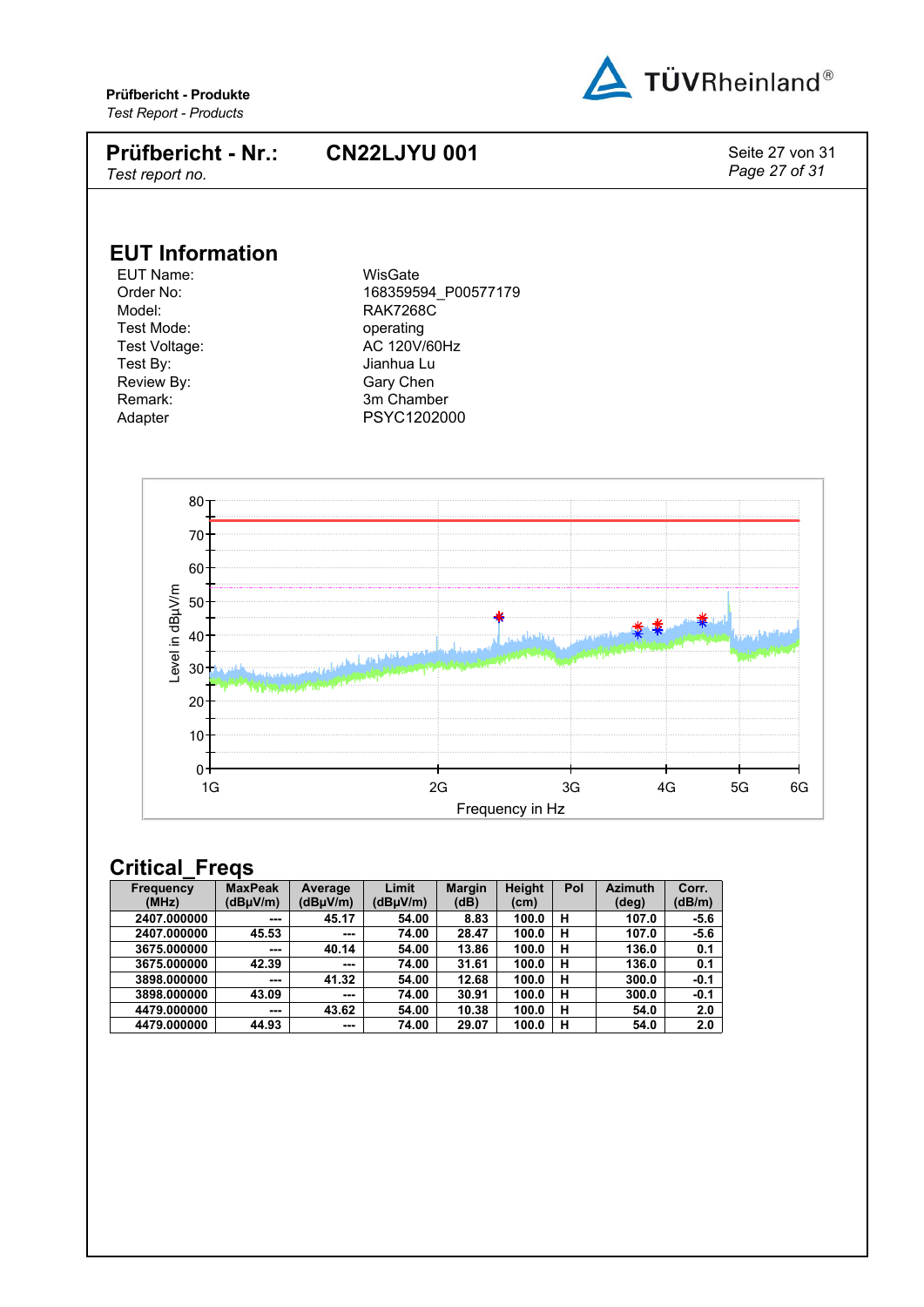**Prüfbericht - Nr.:** CN22LJYU 001
*Test report no.*

## EUT Information

| | |
|---|---|
| EUT Name: | WisGate |
| Order No: | 168359594_P00577179 |
| Model: | RAK7268C |
| Test Mode: | operating |
| Test Voltage: | AC 120V/60Hz |
| Test By: | Jianhua Lu |
| Review By: | Gary Chen |
| Remark: | 3m Chamber |
| Adapter | PSYC1202000 |

## Critical_Freqs

| Frequency (MHz) | MaxPeak (dBµV/m) | Average (dBµV/m) | Limit (dBµV/m) | Margin (dB) | Height (cm) | Pol | Azimuth (deg) | Corr. (dB/m) |
|---|---|---|---|---|---|---|---|---|
| 2407.000000 | --- | 45.17 | 54.00 | 8.83 | 100.0 | H | 107.0 | -5.6 |
| 2407.000000 | 45.53 | --- | 74.00 | 28.47 | 100.0 | H | 107.0 | -5.6 |
| 3675.000000 | --- | 40.14 | 54.00 | 13.86 | 100.0 | H | 136.0 | 0.1 |
| 3675.000000 | 42.39 | --- | 74.00 | 31.61 | 100.0 | H | 136.0 | 0.1 |
| 3898.000000 | --- | 41.32 | 54.00 | 12.68 | 100.0 | H | 300.0 | -0.1 |
| 3898.000000 | 43.09 | --- | 74.00 | 30.91 | 100.0 | H | 300.0 | -0.1 |
| 4479.000000 | --- | 43.62 | 54.00 | 10.38 | 100.0 | H | 54.0 | 2.0 |
| 4479.000000 | 44.93 | --- | 74.00 | 29.07 | 100.0 | H | 54.0 | 2.0 |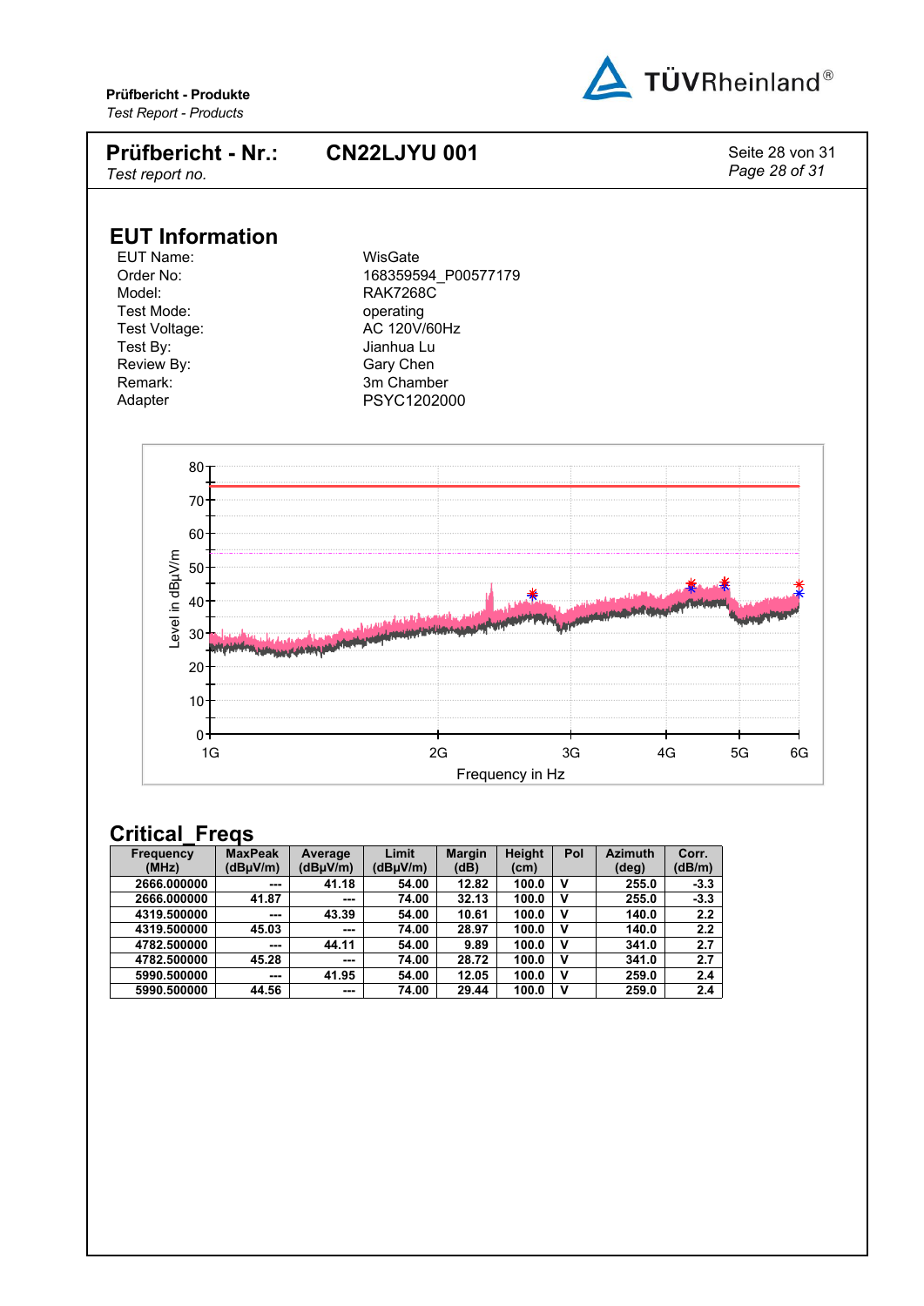**Prüfbericht - Produkte**
*Test Report - Products*

**Prüfbericht - Nr.:** **CN22LJYU 001**
*Test report no.*

## EUT Information

| | |
|---|---|
| EUT Name: | WisGate |
| Order No: | 168359594_P00577179 |
| Model: | RAK7268C |
| Test Mode: | operating |
| Test Voltage: | AC 120V/60Hz |
| Test By: | Jianhua Lu |
| Review By: | Gary Chen |
| Remark: | 3m Chamber |
| Adapter | PSYC1202000 |

Level in dBµV/m
80
70
60
50
40
30
20
10
0
1G
2G
3G
4G
5G
6G
Frequency in Hz

## Critical_Freqs

| Frequency (MHz) | MaxPeak (dBµV/m) | Average (dBµV/m) | Limit (dBµV/m) | Margin (dB) | Height (cm) | Pol | Azimuth (deg) | Corr. (dB/m) |
|---|---|---|---|---|---|---|---|---|
| 2666.000000 | --- | 41.18 | 54.00 | 12.82 | 100.0 | V | 255.0 | -3.3 |
| 2666.000000 | 41.87 | --- | 74.00 | 32.13 | 100.0 | V | 255.0 | -3.3 |
| 4319.500000 | --- | 43.39 | 54.00 | 10.61 | 100.0 | V | 140.0 | 2.2 |
| 4319.500000 | 45.03 | --- | 74.00 | 28.97 | 100.0 | V | 140.0 | 2.2 |
| 4782.500000 | --- | 44.11 | 54.00 | 9.89 | 100.0 | V | 341.0 | 2.7 |
| 4782.500000 | 45.28 | --- | 74.00 | 28.72 | 100.0 | V | 341.0 | 2.7 |
| 5990.500000 | --- | 41.95 | 54.00 | 12.05 | 100.0 | V | 259.0 | 2.4 |
| 5990.500000 | 44.56 | --- | 74.00 | 29.44 | 100.0 | V | 259.0 | 2.4 |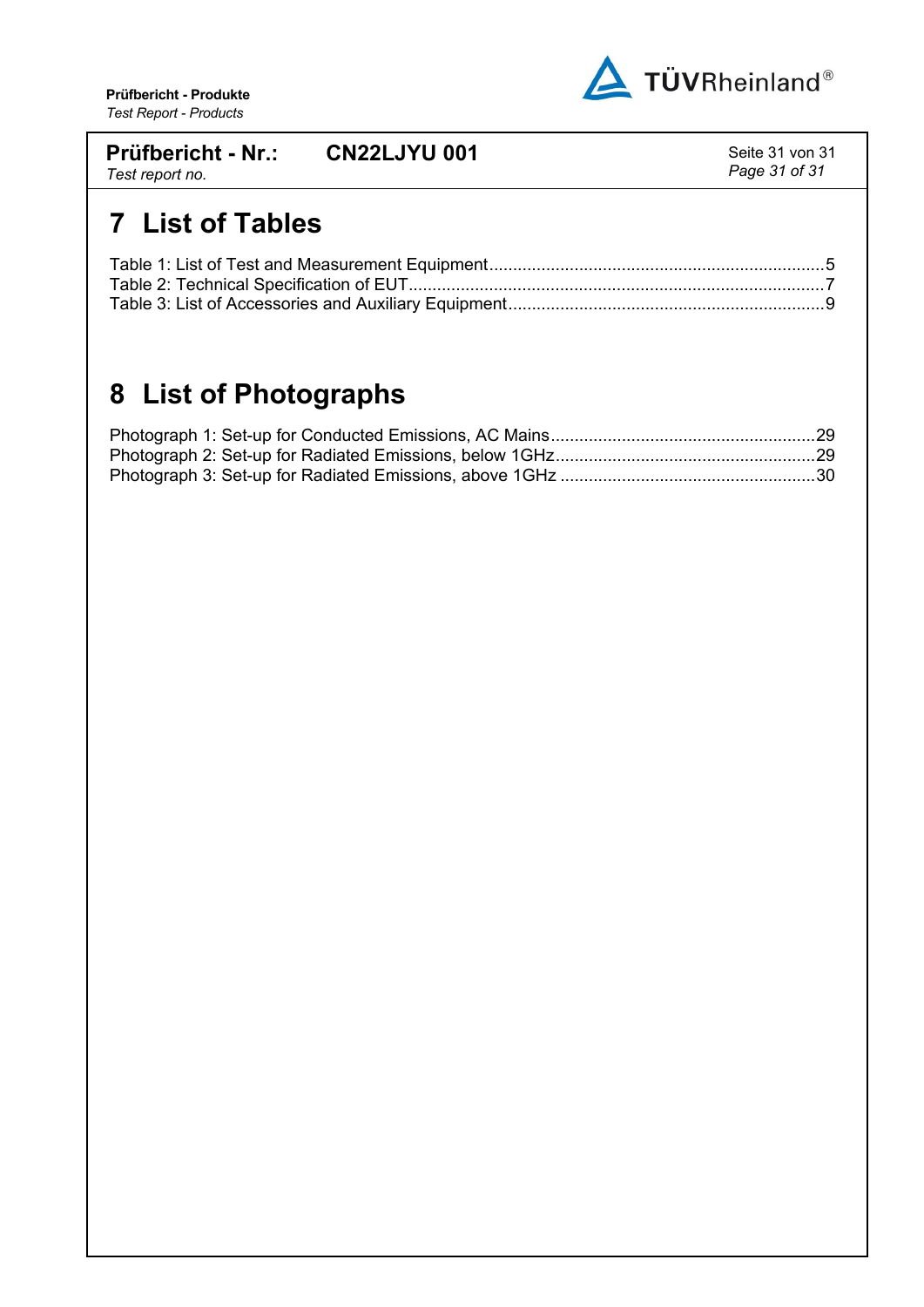# 7 List of Tables

Table 1: List of Test and Measurement Equipment......................................................................5
Table 2: Technical Specification of EUT........................................................................................7
Table 3: List of Accessories and Auxiliary Equipment..................................................................9

# 8 List of Photographs

Photograph 1: Set-up for Conducted Emissions, AC Mains........................................................29
Photograph 2: Set-up for Radiated Emissions, below 1GHz.......................................................29
Photograph 3: Set-up for Radiated Emissions, above 1GHz ......................................................30